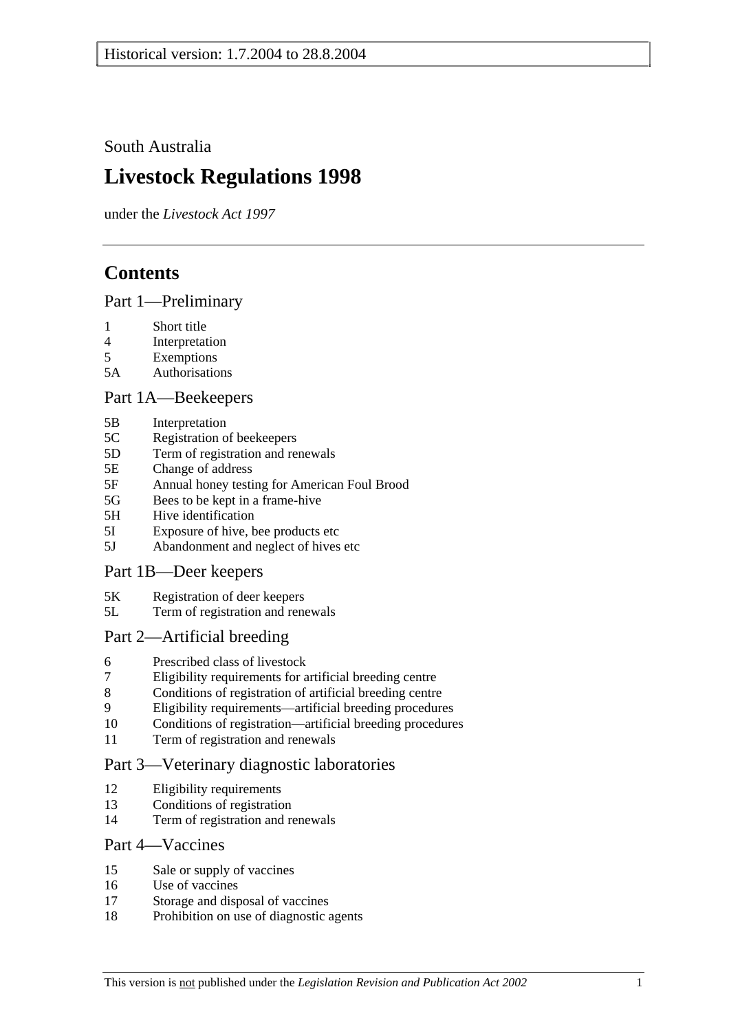South Australia

# Livestock Regulations 1998

under the *Livestock Act 1997*

## Contents

### Part 1—Preliminary

1 Short title
4 Interpretation
5 Exemptions
5A Authorisations

### Part 1A—Beekeepers

5B Interpretation
5C Registration of beekeepers
5D Term of registration and renewals
5E Change of address
5F Annual honey testing for American Foul Brood
5G Bees to be kept in a frame-hive
5H Hive identification
5I Exposure of hive, bee products etc
5J Abandonment and neglect of hives etc

### Part 1B—Deer keepers

5K Registration of deer keepers
5L Term of registration and renewals

### Part 2—Artificial breeding

6 Prescribed class of livestock
7 Eligibility requirements for artificial breeding centre
8 Conditions of registration of artificial breeding centre
9 Eligibility requirements—artificial breeding procedures
10 Conditions of registration—artificial breeding procedures
11 Term of registration and renewals

### Part 3—Veterinary diagnostic laboratories

12 Eligibility requirements
13 Conditions of registration
14 Term of registration and renewals

### Part 4—Vaccines

15 Sale or supply of vaccines
16 Use of vaccines
17 Storage and disposal of vaccines
18 Prohibition on use of diagnostic agents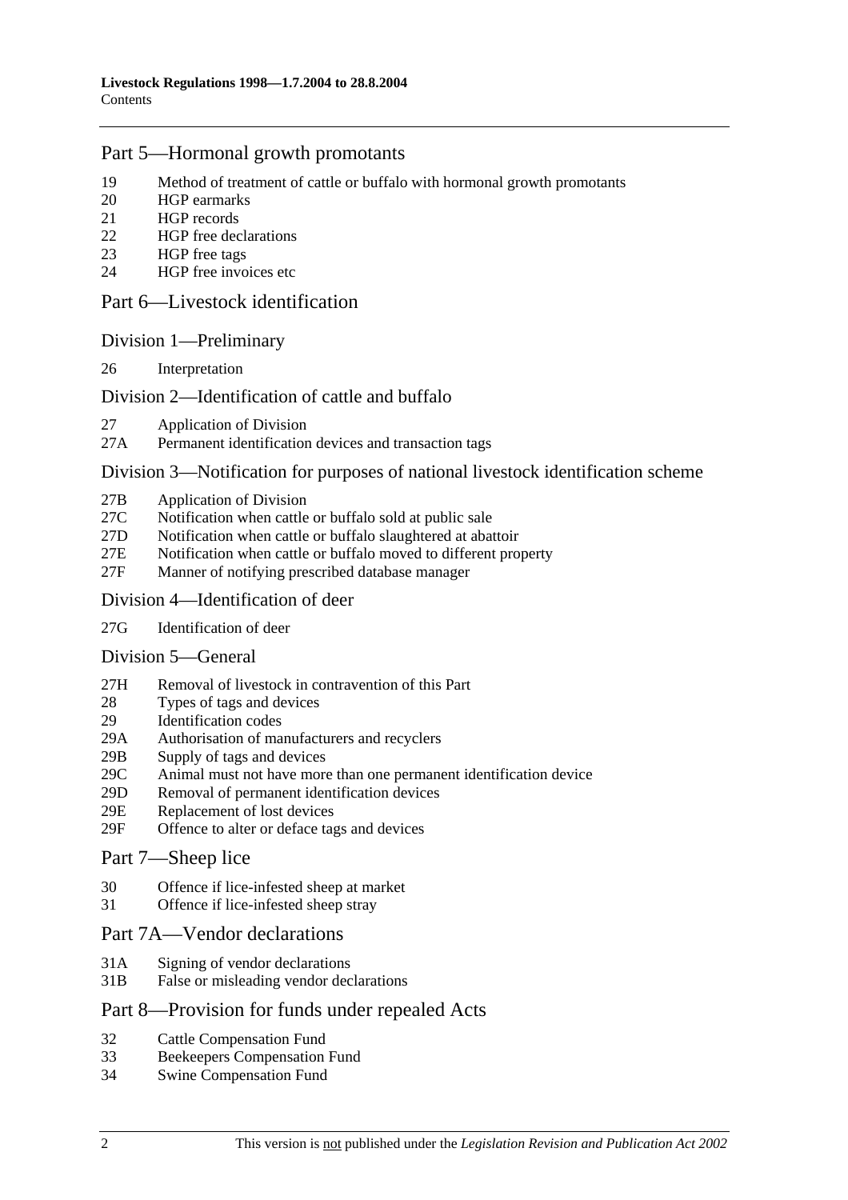## Part 5—Hormonal growth promotants

19 Method of treatment of cattle or buffalo with hormonal growth promotants
20 HGP earmarks
21 HGP records
22 HGP free declarations
23 HGP free tags
24 HGP free invoices etc

## Part 6—Livestock identification

### Division 1—Preliminary

26 Interpretation

### Division 2—Identification of cattle and buffalo

27 Application of Division
27A Permanent identification devices and transaction tags

### Division 3—Notification for purposes of national livestock identification scheme

27B Application of Division
27C Notification when cattle or buffalo sold at public sale
27D Notification when cattle or buffalo slaughtered at abattoir
27E Notification when cattle or buffalo moved to different property
27F Manner of notifying prescribed database manager

### Division 4—Identification of deer

27G Identification of deer

### Division 5—General

27H Removal of livestock in contravention of this Part
28 Types of tags and devices
29 Identification codes
29A Authorisation of manufacturers and recyclers
29B Supply of tags and devices
29C Animal must not have more than one permanent identification device
29D Removal of permanent identification devices
29E Replacement of lost devices
29F Offence to alter or deface tags and devices

## Part 7—Sheep lice

30 Offence if lice-infested sheep at market
31 Offence if lice-infested sheep stray

## Part 7A—Vendor declarations

31A Signing of vendor declarations
31B False or misleading vendor declarations

## Part 8—Provision for funds under repealed Acts

32 Cattle Compensation Fund
33 Beekeepers Compensation Fund
34 Swine Compensation Fund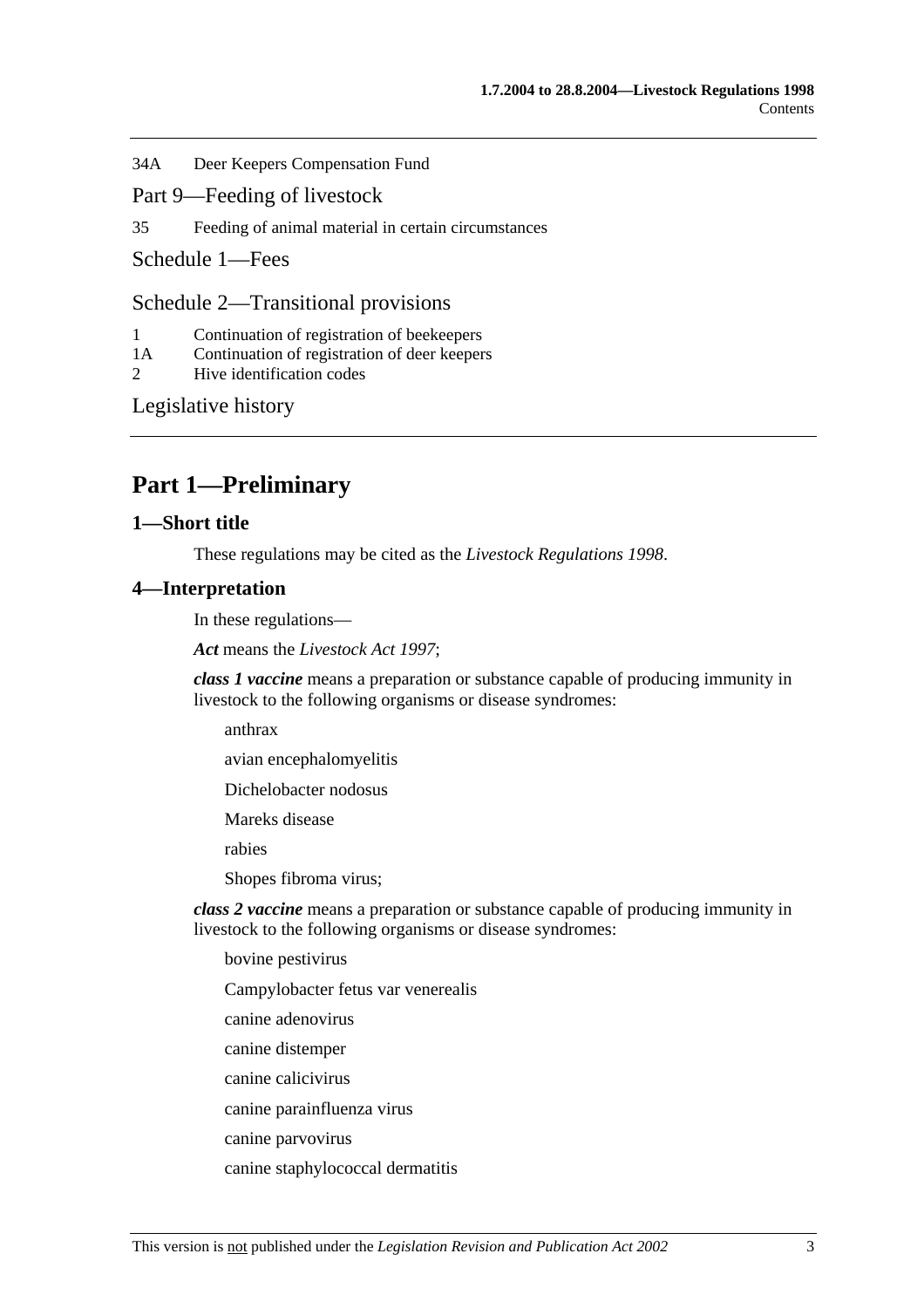34A Deer Keepers Compensation Fund

Part 9—Feeding of livestock

35 Feeding of animal material in certain circumstances

Schedule 1—Fees

Schedule 2—Transitional provisions

1 Continuation of registration of beekeepers
1A Continuation of registration of deer keepers
2 Hive identification codes

Legislative history

# Part 1—Preliminary

## 1—Short title

These regulations may be cited as the *Livestock Regulations 1998*.

## 4—Interpretation

In these regulations—

***Act*** means the *Livestock Act 1997*;

***class 1 vaccine*** means a preparation or substance capable of producing immunity in livestock to the following organisms or disease syndromes:

anthrax

avian encephalomyelitis

Dichelobacter nodosus

Mareks disease

rabies

Shopes fibroma virus;

***class 2 vaccine*** means a preparation or substance capable of producing immunity in livestock to the following organisms or disease syndromes:

bovine pestivirus

Campylobacter fetus var venerealis

canine adenovirus

canine distemper

canine calicivirus

canine parainfluenza virus

canine parvovirus

canine staphylococcal dermatitis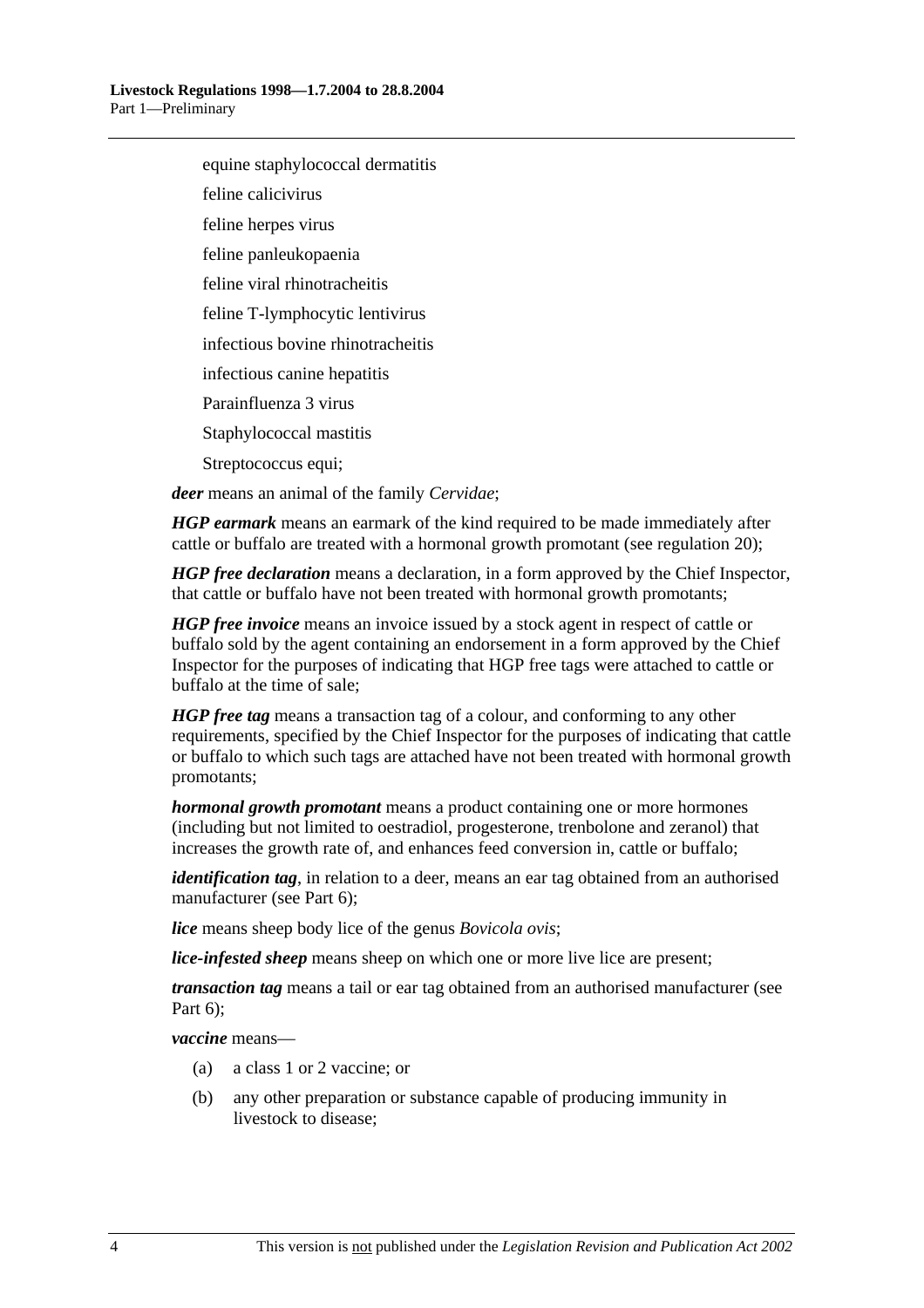equine staphylococcal dermatitis

feline calicivirus

feline herpes virus

feline panleukopaenia

feline viral rhinotracheitis

feline T-lymphocytic lentivirus

infectious bovine rhinotracheitis

infectious canine hepatitis

Parainfluenza 3 virus

Staphylococcal mastitis

Streptococcus equi;

***deer*** means an animal of the family *Cervidae*;

***HGP earmark*** means an earmark of the kind required to be made immediately after cattle or buffalo are treated with a hormonal growth promotant (see regulation 20);

***HGP free declaration*** means a declaration, in a form approved by the Chief Inspector, that cattle or buffalo have not been treated with hormonal growth promotants;

***HGP free invoice*** means an invoice issued by a stock agent in respect of cattle or buffalo sold by the agent containing an endorsement in a form approved by the Chief Inspector for the purposes of indicating that HGP free tags were attached to cattle or buffalo at the time of sale;

***HGP free tag*** means a transaction tag of a colour, and conforming to any other requirements, specified by the Chief Inspector for the purposes of indicating that cattle or buffalo to which such tags are attached have not been treated with hormonal growth promotants;

***hormonal growth promotant*** means a product containing one or more hormones (including but not limited to oestradiol, progesterone, trenbolone and zeranol) that increases the growth rate of, and enhances feed conversion in, cattle or buffalo;

***identification tag***, in relation to a deer, means an ear tag obtained from an authorised manufacturer (see Part 6);

***lice*** means sheep body lice of the genus *Bovicola ovis*;

***lice-infested sheep*** means sheep on which one or more live lice are present;

***transaction tag*** means a tail or ear tag obtained from an authorised manufacturer (see Part 6);

***vaccine*** means—

(a) a class 1 or 2 vaccine; or

(b) any other preparation or substance capable of producing immunity in livestock to disease;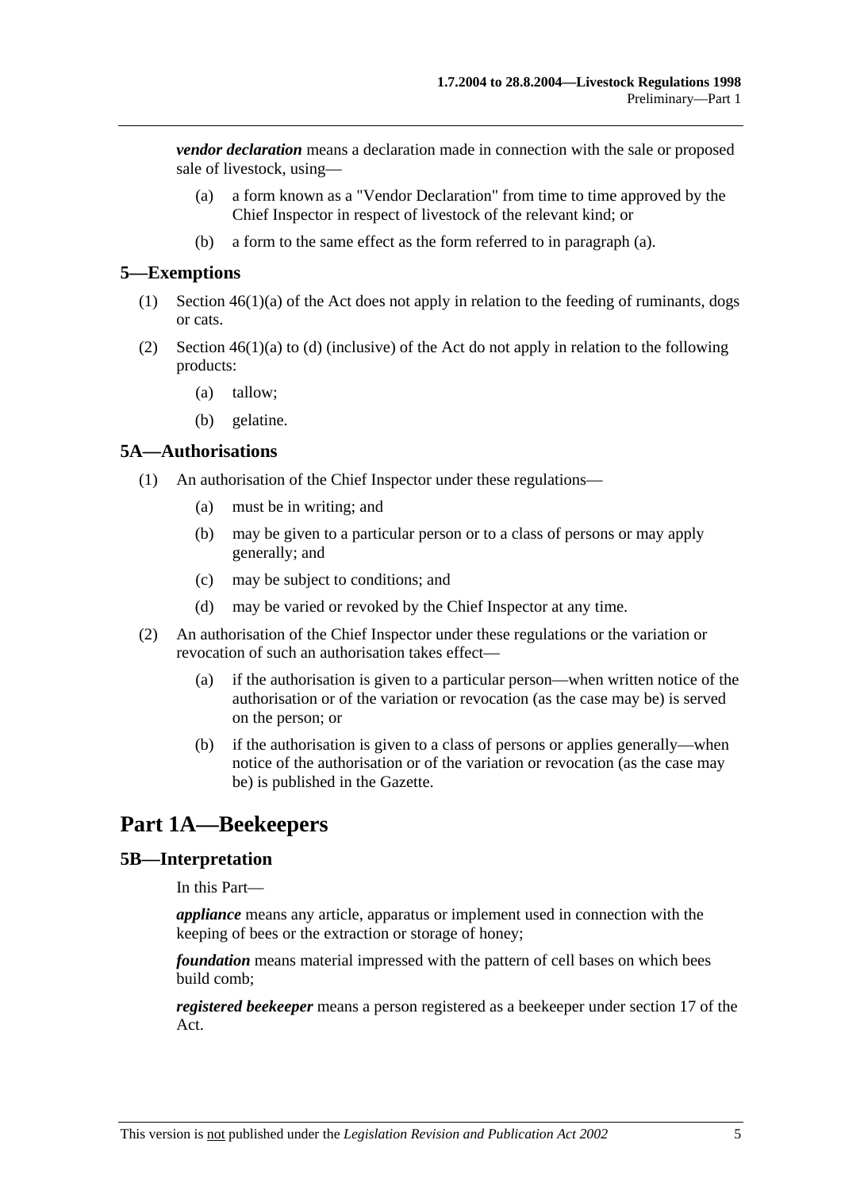***vendor declaration*** means a declaration made in connection with the sale or proposed sale of livestock, using—

(a) a form known as a "Vendor Declaration" from time to time approved by the Chief Inspector in respect of livestock of the relevant kind; or

(b) a form to the same effect as the form referred to in paragraph (a).

## 5—Exemptions

(1) Section 46(1)(a) of the Act does not apply in relation to the feeding of ruminants, dogs or cats.

(2) Section 46(1)(a) to (d) (inclusive) of the Act do not apply in relation to the following products:

(a) tallow;

(b) gelatine.

## 5A—Authorisations

(1) An authorisation of the Chief Inspector under these regulations—

(a) must be in writing; and

(b) may be given to a particular person or to a class of persons or may apply generally; and

(c) may be subject to conditions; and

(d) may be varied or revoked by the Chief Inspector at any time.

(2) An authorisation of the Chief Inspector under these regulations or the variation or revocation of such an authorisation takes effect—

(a) if the authorisation is given to a particular person—when written notice of the authorisation or of the variation or revocation (as the case may be) is served on the person; or

(b) if the authorisation is given to a class of persons or applies generally—when notice of the authorisation or of the variation or revocation (as the case may be) is published in the Gazette.

# Part 1A—Beekeepers

## 5B—Interpretation

In this Part—

***appliance*** means any article, apparatus or implement used in connection with the keeping of bees or the extraction or storage of honey;

***foundation*** means material impressed with the pattern of cell bases on which bees build comb;

***registered beekeeper*** means a person registered as a beekeeper under section 17 of the Act.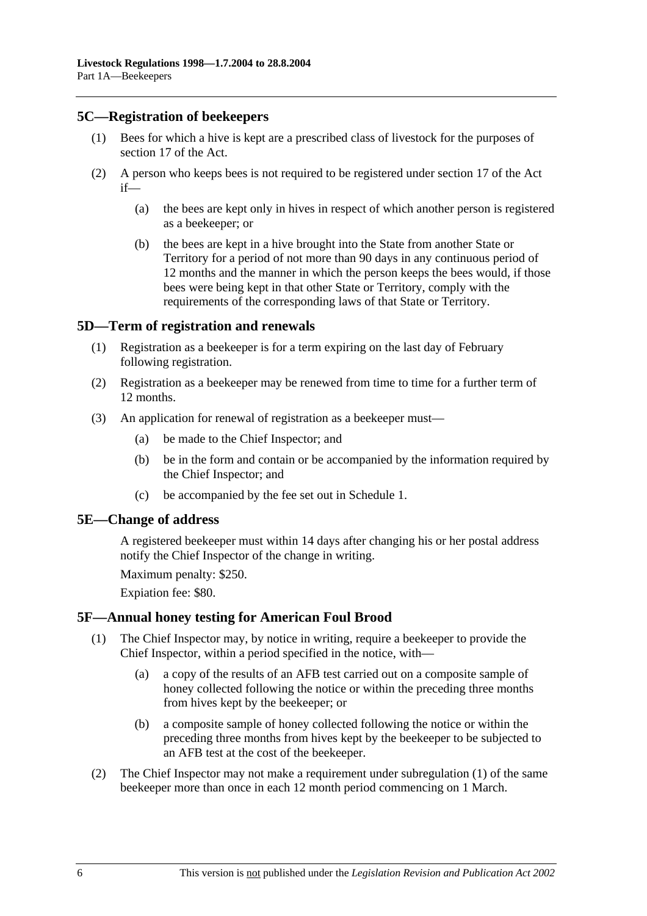## 5C—Registration of beekeepers

(1) Bees for which a hive is kept are a prescribed class of livestock for the purposes of section 17 of the Act.

(2) A person who keeps bees is not required to be registered under section 17 of the Act if—

(a) the bees are kept only in hives in respect of which another person is registered as a beekeeper; or

(b) the bees are kept in a hive brought into the State from another State or Territory for a period of not more than 90 days in any continuous period of 12 months and the manner in which the person keeps the bees would, if those bees were being kept in that other State or Territory, comply with the requirements of the corresponding laws of that State or Territory.

## 5D—Term of registration and renewals

(1) Registration as a beekeeper is for a term expiring on the last day of February following registration.

(2) Registration as a beekeeper may be renewed from time to time for a further term of 12 months.

(3) An application for renewal of registration as a beekeeper must—

(a) be made to the Chief Inspector; and

(b) be in the form and contain or be accompanied by the information required by the Chief Inspector; and

(c) be accompanied by the fee set out in Schedule 1.

## 5E—Change of address

A registered beekeeper must within 14 days after changing his or her postal address notify the Chief Inspector of the change in writing.

Maximum penalty: $250.

Expiation fee: $80.

## 5F—Annual honey testing for American Foul Brood

(1) The Chief Inspector may, by notice in writing, require a beekeeper to provide the Chief Inspector, within a period specified in the notice, with—

(a) a copy of the results of an AFB test carried out on a composite sample of honey collected following the notice or within the preceding three months from hives kept by the beekeeper; or

(b) a composite sample of honey collected following the notice or within the preceding three months from hives kept by the beekeeper to be subjected to an AFB test at the cost of the beekeeper.

(2) The Chief Inspector may not make a requirement under subregulation (1) of the same beekeeper more than once in each 12 month period commencing on 1 March.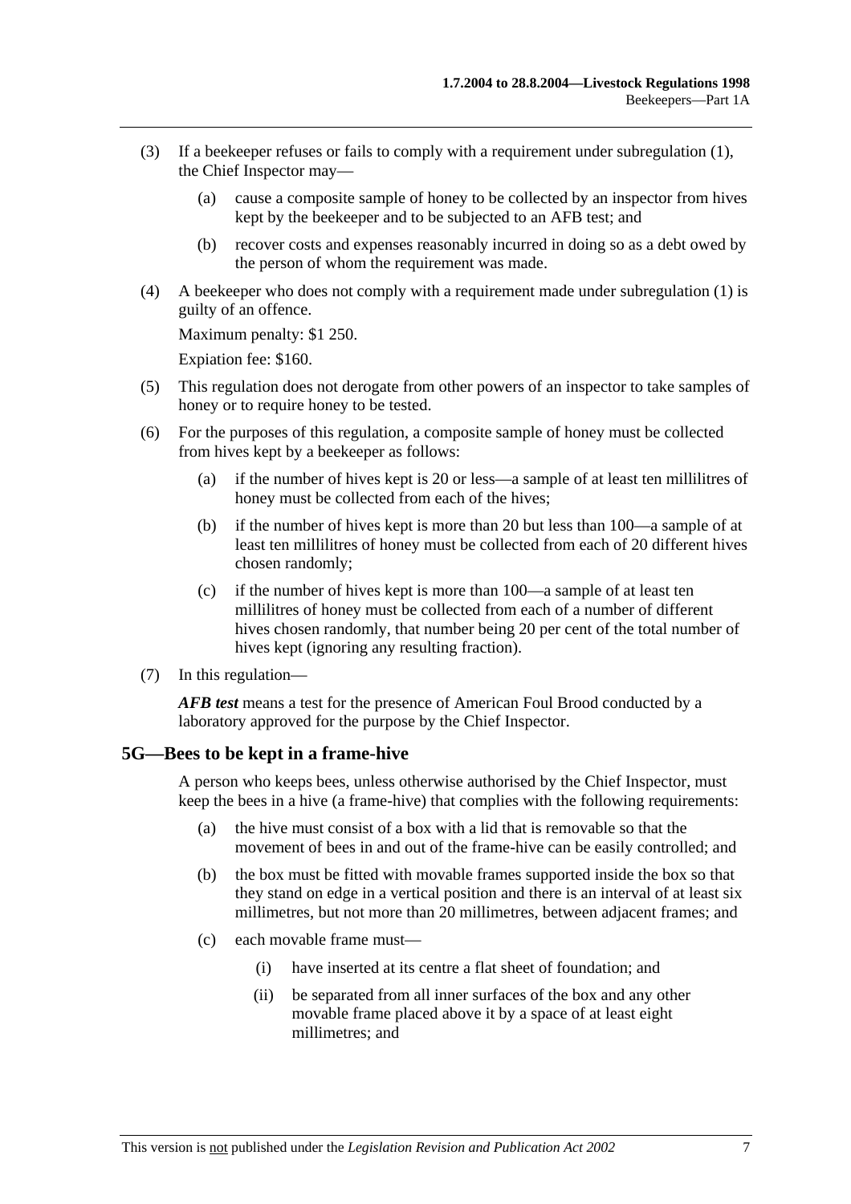(3) If a beekeeper refuses or fails to comply with a requirement under subregulation (1), the Chief Inspector may—

(a) cause a composite sample of honey to be collected by an inspector from hives kept by the beekeeper and to be subjected to an AFB test; and

(b) recover costs and expenses reasonably incurred in doing so as a debt owed by the person of whom the requirement was made.

(4) A beekeeper who does not comply with a requirement made under subregulation (1) is guilty of an offence.

Maximum penalty: $1 250.

Expiation fee: $160.

(5) This regulation does not derogate from other powers of an inspector to take samples of honey or to require honey to be tested.

(6) For the purposes of this regulation, a composite sample of honey must be collected from hives kept by a beekeeper as follows:

(a) if the number of hives kept is 20 or less—a sample of at least ten millilitres of honey must be collected from each of the hives;

(b) if the number of hives kept is more than 20 but less than 100—a sample of at least ten millilitres of honey must be collected from each of 20 different hives chosen randomly;

(c) if the number of hives kept is more than 100—a sample of at least ten millilitres of honey must be collected from each of a number of different hives chosen randomly, that number being 20 per cent of the total number of hives kept (ignoring any resulting fraction).

(7) In this regulation—

***AFB test*** means a test for the presence of American Foul Brood conducted by a laboratory approved for the purpose by the Chief Inspector.

## 5G—Bees to be kept in a frame-hive

A person who keeps bees, unless otherwise authorised by the Chief Inspector, must keep the bees in a hive (a frame-hive) that complies with the following requirements:

(a) the hive must consist of a box with a lid that is removable so that the movement of bees in and out of the frame-hive can be easily controlled; and

(b) the box must be fitted with movable frames supported inside the box so that they stand on edge in a vertical position and there is an interval of at least six millimetres, but not more than 20 millimetres, between adjacent frames; and

(c) each movable frame must—

(i) have inserted at its centre a flat sheet of foundation; and

(ii) be separated from all inner surfaces of the box and any other movable frame placed above it by a space of at least eight millimetres; and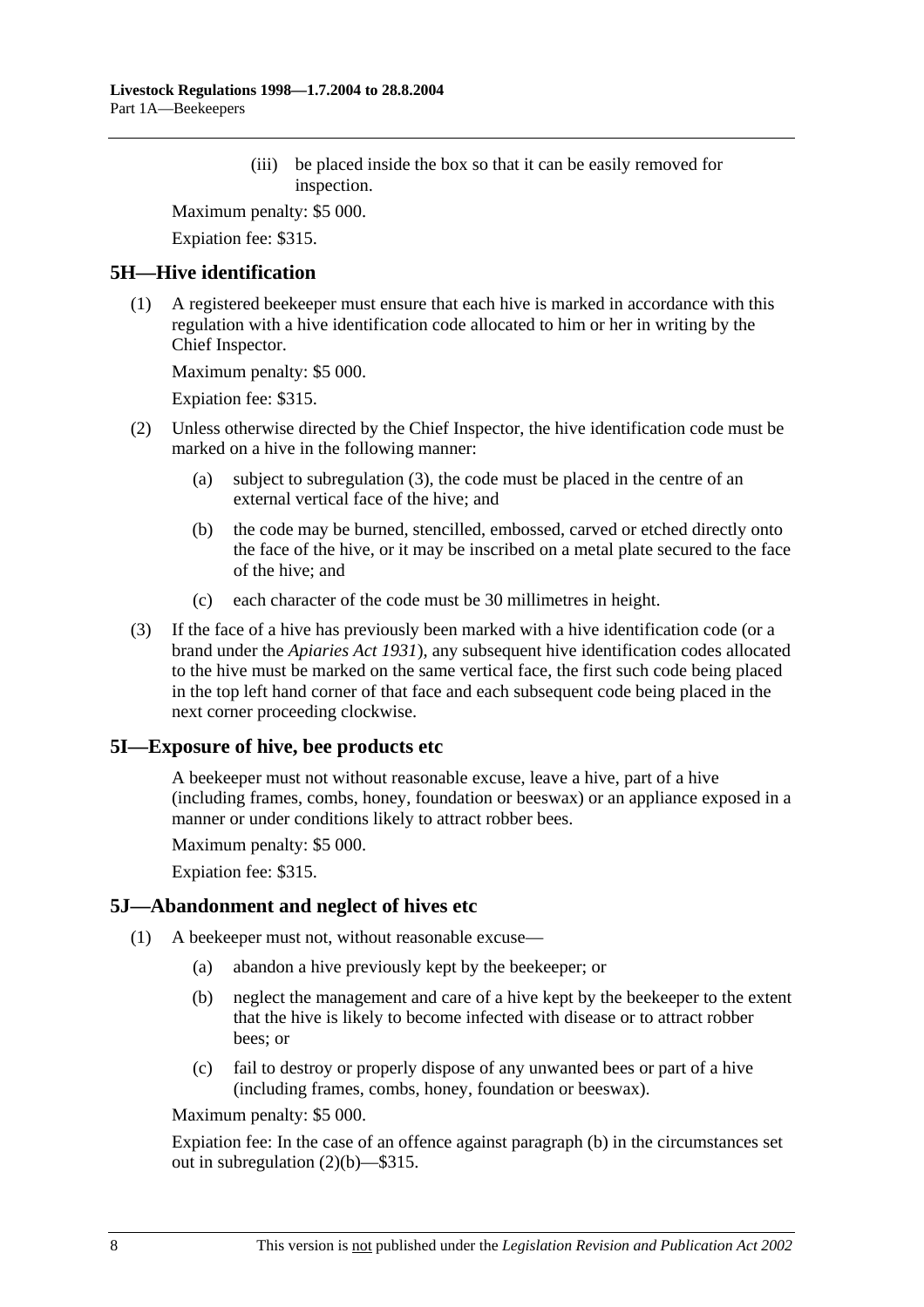(iii) be placed inside the box so that it can be easily removed for inspection.

Maximum penalty: $5 000.

Expiation fee: $315.

## 5H—Hive identification

(1) A registered beekeeper must ensure that each hive is marked in accordance with this regulation with a hive identification code allocated to him or her in writing by the Chief Inspector.

Maximum penalty: $5 000.

Expiation fee: $315.

(2) Unless otherwise directed by the Chief Inspector, the hive identification code must be marked on a hive in the following manner:

(a) subject to subregulation (3), the code must be placed in the centre of an external vertical face of the hive; and

(b) the code may be burned, stencilled, embossed, carved or etched directly onto the face of the hive, or it may be inscribed on a metal plate secured to the face of the hive; and

(c) each character of the code must be 30 millimetres in height.

(3) If the face of a hive has previously been marked with a hive identification code (or a brand under the *Apiaries Act 1931*), any subsequent hive identification codes allocated to the hive must be marked on the same vertical face, the first such code being placed in the top left hand corner of that face and each subsequent code being placed in the next corner proceeding clockwise.

## 5I—Exposure of hive, bee products etc

A beekeeper must not without reasonable excuse, leave a hive, part of a hive (including frames, combs, honey, foundation or beeswax) or an appliance exposed in a manner or under conditions likely to attract robber bees.

Maximum penalty: $5 000.

Expiation fee: $315.

## 5J—Abandonment and neglect of hives etc

(1) A beekeeper must not, without reasonable excuse—

(a) abandon a hive previously kept by the beekeeper; or

(b) neglect the management and care of a hive kept by the beekeeper to the extent that the hive is likely to become infected with disease or to attract robber bees; or

(c) fail to destroy or properly dispose of any unwanted bees or part of a hive (including frames, combs, honey, foundation or beeswax).

Maximum penalty: $5 000.

Expiation fee: In the case of an offence against paragraph (b) in the circumstances set out in subregulation (2)(b)—$315.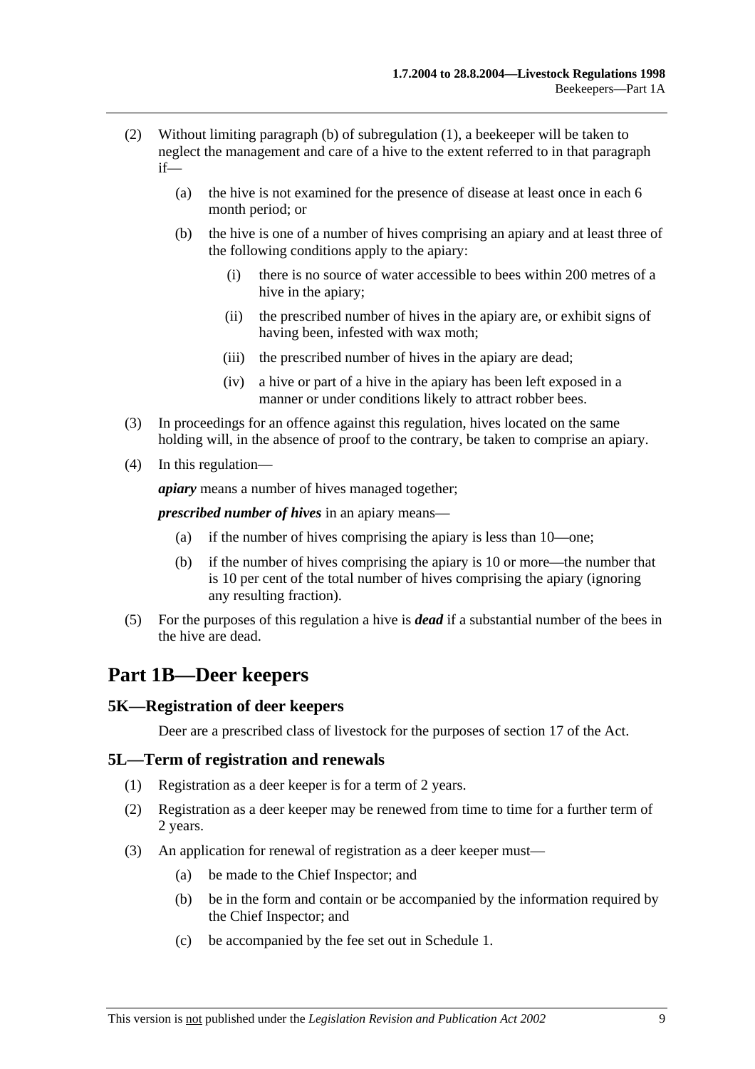(2) Without limiting paragraph (b) of subregulation (1), a beekeeper will be taken to neglect the management and care of a hive to the extent referred to in that paragraph if—

(a) the hive is not examined for the presence of disease at least once in each 6 month period; or

(b) the hive is one of a number of hives comprising an apiary and at least three of the following conditions apply to the apiary:

(i) there is no source of water accessible to bees within 200 metres of a hive in the apiary;

(ii) the prescribed number of hives in the apiary are, or exhibit signs of having been, infested with wax moth;

(iii) the prescribed number of hives in the apiary are dead;

(iv) a hive or part of a hive in the apiary has been left exposed in a manner or under conditions likely to attract robber bees.

(3) In proceedings for an offence against this regulation, hives located on the same holding will, in the absence of proof to the contrary, be taken to comprise an apiary.

(4) In this regulation—

***apiary*** means a number of hives managed together;

***prescribed number of hives*** in an apiary means—

(a) if the number of hives comprising the apiary is less than 10—one;

(b) if the number of hives comprising the apiary is 10 or more—the number that is 10 per cent of the total number of hives comprising the apiary (ignoring any resulting fraction).

(5) For the purposes of this regulation a hive is ***dead*** if a substantial number of the bees in the hive are dead.

# Part 1B—Deer keepers

## 5K—Registration of deer keepers

Deer are a prescribed class of livestock for the purposes of section 17 of the Act.

## 5L—Term of registration and renewals

(1) Registration as a deer keeper is for a term of 2 years.

(2) Registration as a deer keeper may be renewed from time to time for a further term of 2 years.

(3) An application for renewal of registration as a deer keeper must—

(a) be made to the Chief Inspector; and

(b) be in the form and contain or be accompanied by the information required by the Chief Inspector; and

(c) be accompanied by the fee set out in Schedule 1.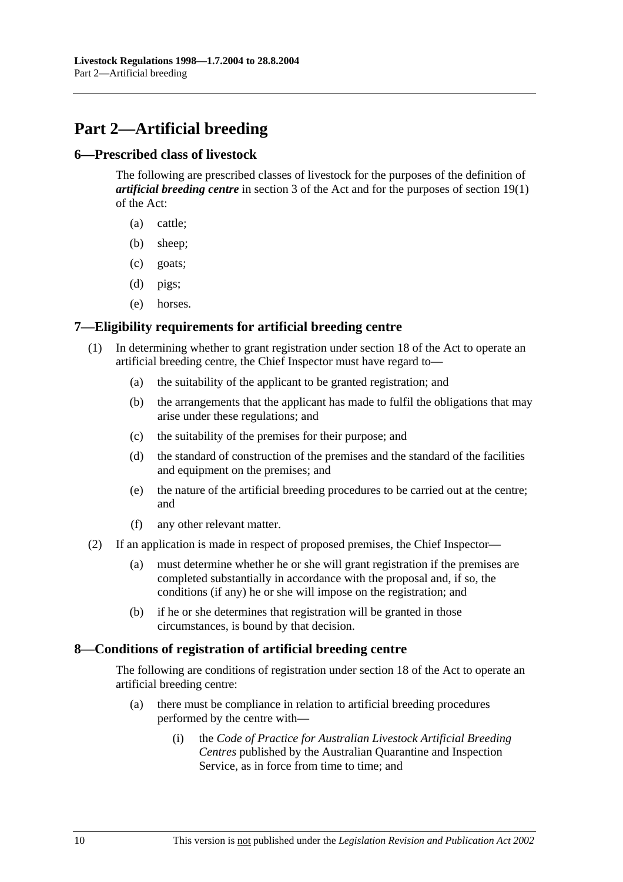# Part 2—Artificial breeding

## 6—Prescribed class of livestock

The following are prescribed classes of livestock for the purposes of the definition of ***artificial breeding centre*** in section 3 of the Act and for the purposes of section 19(1) of the Act:

(a) cattle;

(b) sheep;

(c) goats;

(d) pigs;

(e) horses.

## 7—Eligibility requirements for artificial breeding centre

(1) In determining whether to grant registration under section 18 of the Act to operate an artificial breeding centre, the Chief Inspector must have regard to—

(a) the suitability of the applicant to be granted registration; and

(b) the arrangements that the applicant has made to fulfil the obligations that may arise under these regulations; and

(c) the suitability of the premises for their purpose; and

(d) the standard of construction of the premises and the standard of the facilities and equipment on the premises; and

(e) the nature of the artificial breeding procedures to be carried out at the centre; and

(f) any other relevant matter.

(2) If an application is made in respect of proposed premises, the Chief Inspector—

(a) must determine whether he or she will grant registration if the premises are completed substantially in accordance with the proposal and, if so, the conditions (if any) he or she will impose on the registration; and

(b) if he or she determines that registration will be granted in those circumstances, is bound by that decision.

## 8—Conditions of registration of artificial breeding centre

The following are conditions of registration under section 18 of the Act to operate an artificial breeding centre:

(a) there must be compliance in relation to artificial breeding procedures performed by the centre with—

(i) the *Code of Practice for Australian Livestock Artificial Breeding Centres* published by the Australian Quarantine and Inspection Service, as in force from time to time; and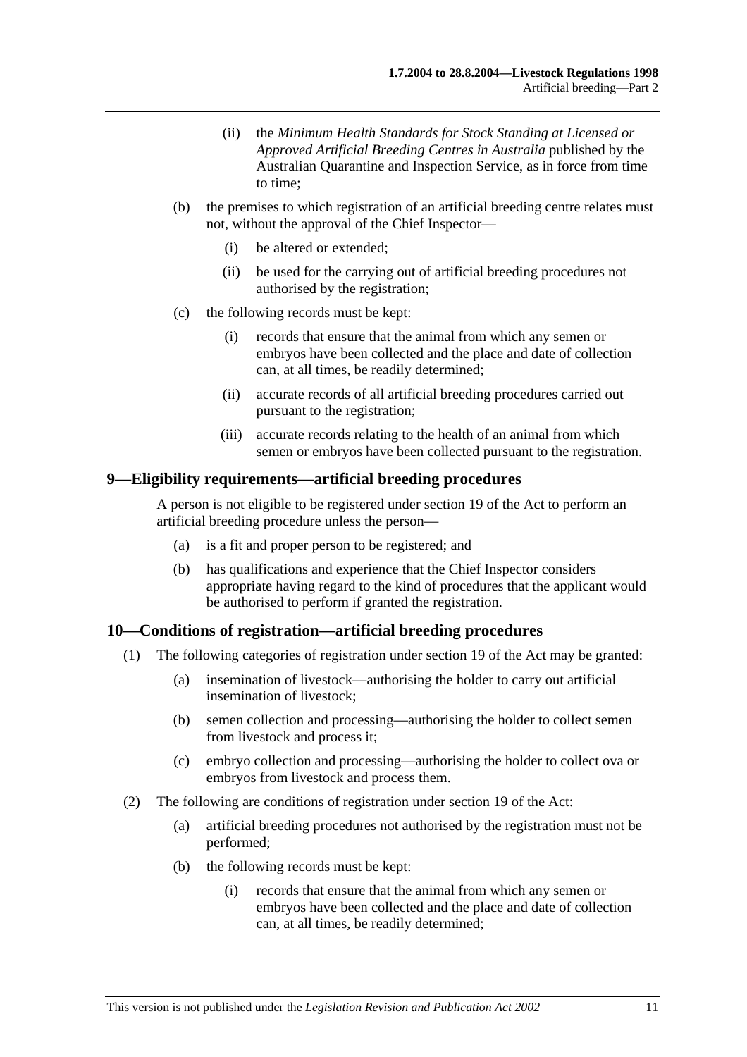(ii) the *Minimum Health Standards for Stock Standing at Licensed or Approved Artificial Breeding Centres in Australia* published by the Australian Quarantine and Inspection Service, as in force from time to time;

(b) the premises to which registration of an artificial breeding centre relates must not, without the approval of the Chief Inspector—

(i) be altered or extended;

(ii) be used for the carrying out of artificial breeding procedures not authorised by the registration;

(c) the following records must be kept:

(i) records that ensure that the animal from which any semen or embryos have been collected and the place and date of collection can, at all times, be readily determined;

(ii) accurate records of all artificial breeding procedures carried out pursuant to the registration;

(iii) accurate records relating to the health of an animal from which semen or embryos have been collected pursuant to the registration.

## 9—Eligibility requirements—artificial breeding procedures

A person is not eligible to be registered under section 19 of the Act to perform an artificial breeding procedure unless the person—

(a) is a fit and proper person to be registered; and

(b) has qualifications and experience that the Chief Inspector considers appropriate having regard to the kind of procedures that the applicant would be authorised to perform if granted the registration.

## 10—Conditions of registration—artificial breeding procedures

(1) The following categories of registration under section 19 of the Act may be granted:

(a) insemination of livestock—authorising the holder to carry out artificial insemination of livestock;

(b) semen collection and processing—authorising the holder to collect semen from livestock and process it;

(c) embryo collection and processing—authorising the holder to collect ova or embryos from livestock and process them.

(2) The following are conditions of registration under section 19 of the Act:

(a) artificial breeding procedures not authorised by the registration must not be performed;

(b) the following records must be kept:

(i) records that ensure that the animal from which any semen or embryos have been collected and the place and date of collection can, at all times, be readily determined;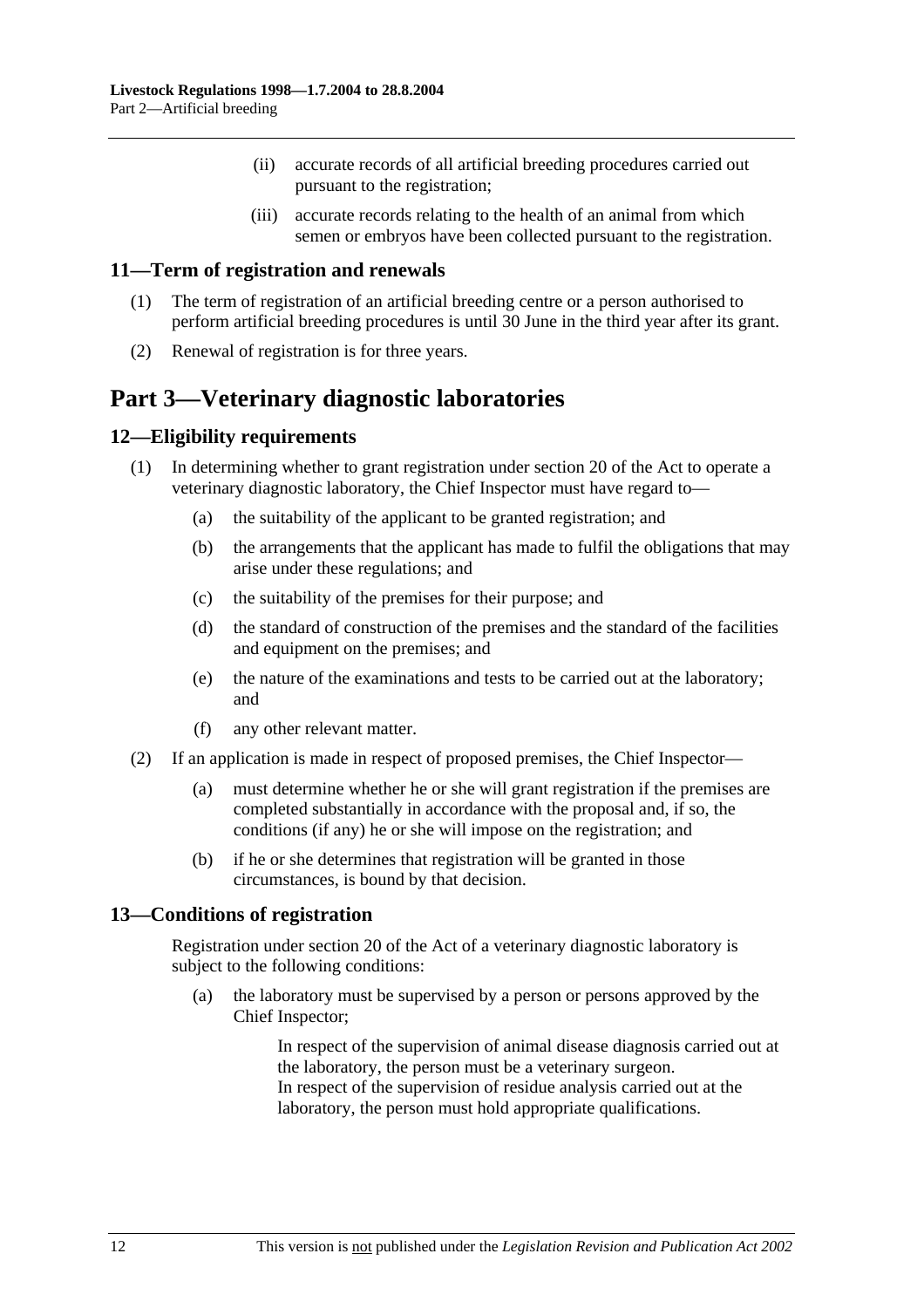(ii) accurate records of all artificial breeding procedures carried out pursuant to the registration;

(iii) accurate records relating to the health of an animal from which semen or embryos have been collected pursuant to the registration.

### 11—Term of registration and renewals

(1) The term of registration of an artificial breeding centre or a person authorised to perform artificial breeding procedures is until 30 June in the third year after its grant.

(2) Renewal of registration is for three years.

## Part 3—Veterinary diagnostic laboratories

### 12—Eligibility requirements

(1) In determining whether to grant registration under section 20 of the Act to operate a veterinary diagnostic laboratory, the Chief Inspector must have regard to—

(a) the suitability of the applicant to be granted registration; and

(b) the arrangements that the applicant has made to fulfil the obligations that may arise under these regulations; and

(c) the suitability of the premises for their purpose; and

(d) the standard of construction of the premises and the standard of the facilities and equipment on the premises; and

(e) the nature of the examinations and tests to be carried out at the laboratory; and

(f) any other relevant matter.

(2) If an application is made in respect of proposed premises, the Chief Inspector—

(a) must determine whether he or she will grant registration if the premises are completed substantially in accordance with the proposal and, if so, the conditions (if any) he or she will impose on the registration; and

(b) if he or she determines that registration will be granted in those circumstances, is bound by that decision.

### 13—Conditions of registration

Registration under section 20 of the Act of a veterinary diagnostic laboratory is subject to the following conditions:

(a) the laboratory must be supervised by a person or persons approved by the Chief Inspector;

In respect of the supervision of animal disease diagnosis carried out at the laboratory, the person must be a veterinary surgeon.
In respect of the supervision of residue analysis carried out at the laboratory, the person must hold appropriate qualifications.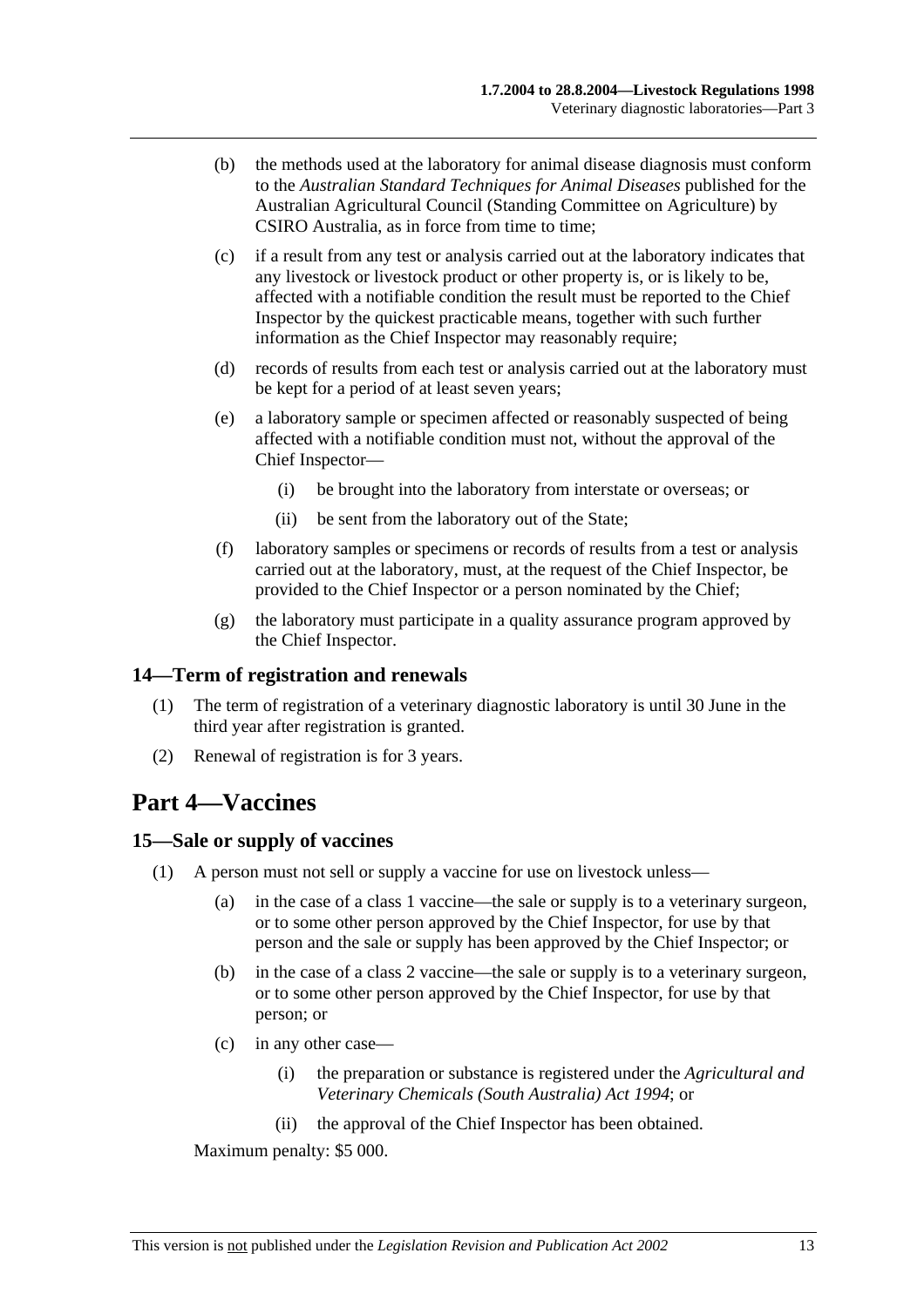(b) the methods used at the laboratory for animal disease diagnosis must conform to the *Australian Standard Techniques for Animal Diseases* published for the Australian Agricultural Council (Standing Committee on Agriculture) by CSIRO Australia, as in force from time to time;

(c) if a result from any test or analysis carried out at the laboratory indicates that any livestock or livestock product or other property is, or is likely to be, affected with a notifiable condition the result must be reported to the Chief Inspector by the quickest practicable means, together with such further information as the Chief Inspector may reasonably require;

(d) records of results from each test or analysis carried out at the laboratory must be kept for a period of at least seven years;

(e) a laboratory sample or specimen affected or reasonably suspected of being affected with a notifiable condition must not, without the approval of the Chief Inspector—

(i) be brought into the laboratory from interstate or overseas; or

(ii) be sent from the laboratory out of the State;

(f) laboratory samples or specimens or records of results from a test or analysis carried out at the laboratory, must, at the request of the Chief Inspector, be provided to the Chief Inspector or a person nominated by the Chief;

(g) the laboratory must participate in a quality assurance program approved by the Chief Inspector.

### 14—Term of registration and renewals

(1) The term of registration of a veterinary diagnostic laboratory is until 30 June in the third year after registration is granted.

(2) Renewal of registration is for 3 years.

## Part 4—Vaccines

### 15—Sale or supply of vaccines

(1) A person must not sell or supply a vaccine for use on livestock unless—

(a) in the case of a class 1 vaccine—the sale or supply is to a veterinary surgeon, or to some other person approved by the Chief Inspector, for use by that person and the sale or supply has been approved by the Chief Inspector; or

(b) in the case of a class 2 vaccine—the sale or supply is to a veterinary surgeon, or to some other person approved by the Chief Inspector, for use by that person; or

(c) in any other case—

(i) the preparation or substance is registered under the *Agricultural and Veterinary Chemicals (South Australia) Act 1994*; or

(ii) the approval of the Chief Inspector has been obtained.

Maximum penalty: $5 000.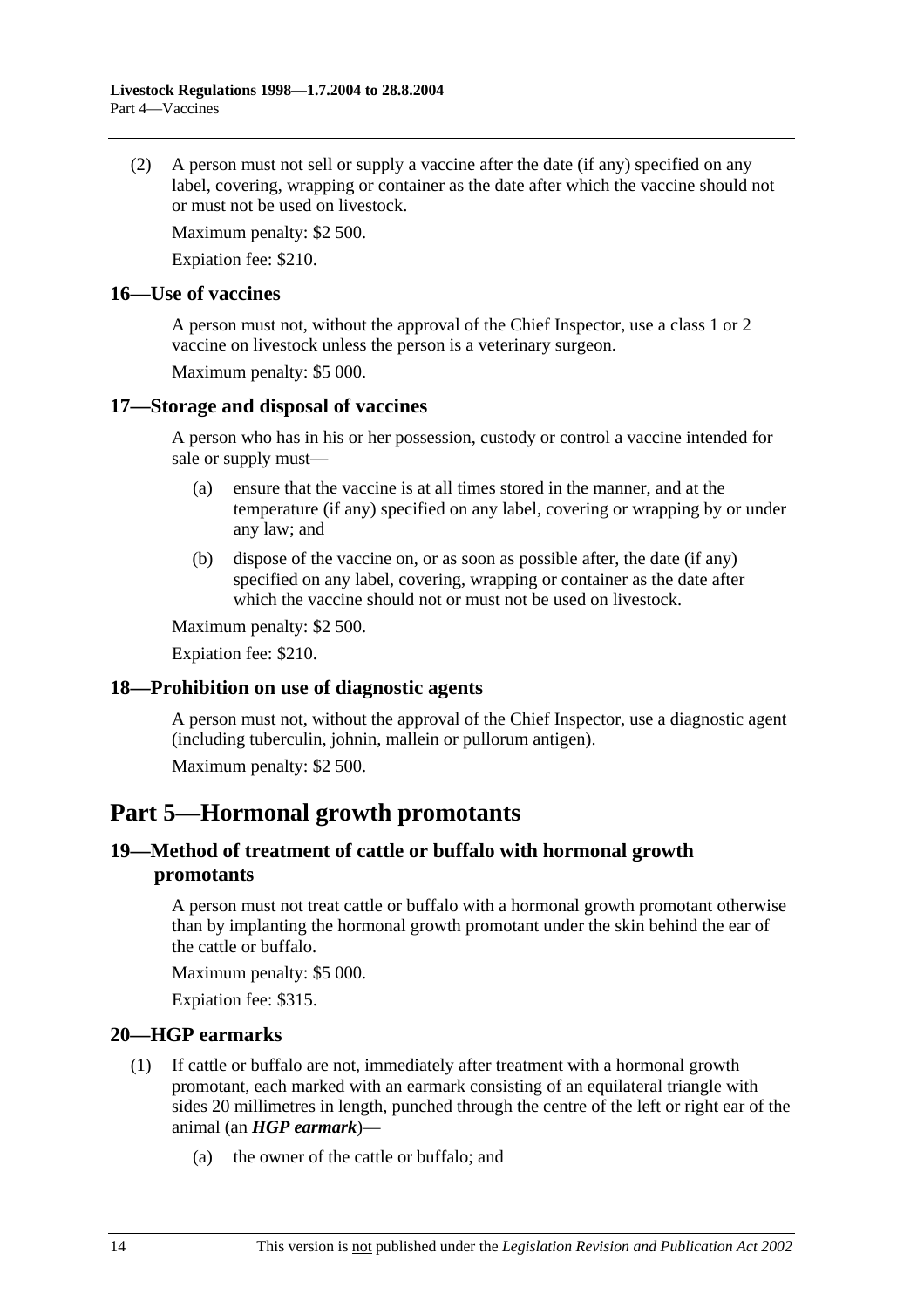(2) A person must not sell or supply a vaccine after the date (if any) specified on any label, covering, wrapping or container as the date after which the vaccine should not or must not be used on livestock.

Maximum penalty: $2 500.

Expiation fee: $210.

### 16—Use of vaccines

A person must not, without the approval of the Chief Inspector, use a class 1 or 2 vaccine on livestock unless the person is a veterinary surgeon.

Maximum penalty: $5 000.

### 17—Storage and disposal of vaccines

A person who has in his or her possession, custody or control a vaccine intended for sale or supply must—

(a) ensure that the vaccine is at all times stored in the manner, and at the temperature (if any) specified on any label, covering or wrapping by or under any law; and

(b) dispose of the vaccine on, or as soon as possible after, the date (if any) specified on any label, covering, wrapping or container as the date after which the vaccine should not or must not be used on livestock.

Maximum penalty: $2 500.

Expiation fee: $210.

### 18—Prohibition on use of diagnostic agents

A person must not, without the approval of the Chief Inspector, use a diagnostic agent (including tuberculin, johnin, mallein or pullorum antigen).

Maximum penalty: $2 500.

## Part 5—Hormonal growth promotants

### 19—Method of treatment of cattle or buffalo with hormonal growth promotants

A person must not treat cattle or buffalo with a hormonal growth promotant otherwise than by implanting the hormonal growth promotant under the skin behind the ear of the cattle or buffalo.

Maximum penalty: $5 000.

Expiation fee: $315.

### 20—HGP earmarks

(1) If cattle or buffalo are not, immediately after treatment with a hormonal growth promotant, each marked with an earmark consisting of an equilateral triangle with sides 20 millimetres in length, punched through the centre of the left or right ear of the animal (an ***HGP earmark***)—

(a) the owner of the cattle or buffalo; and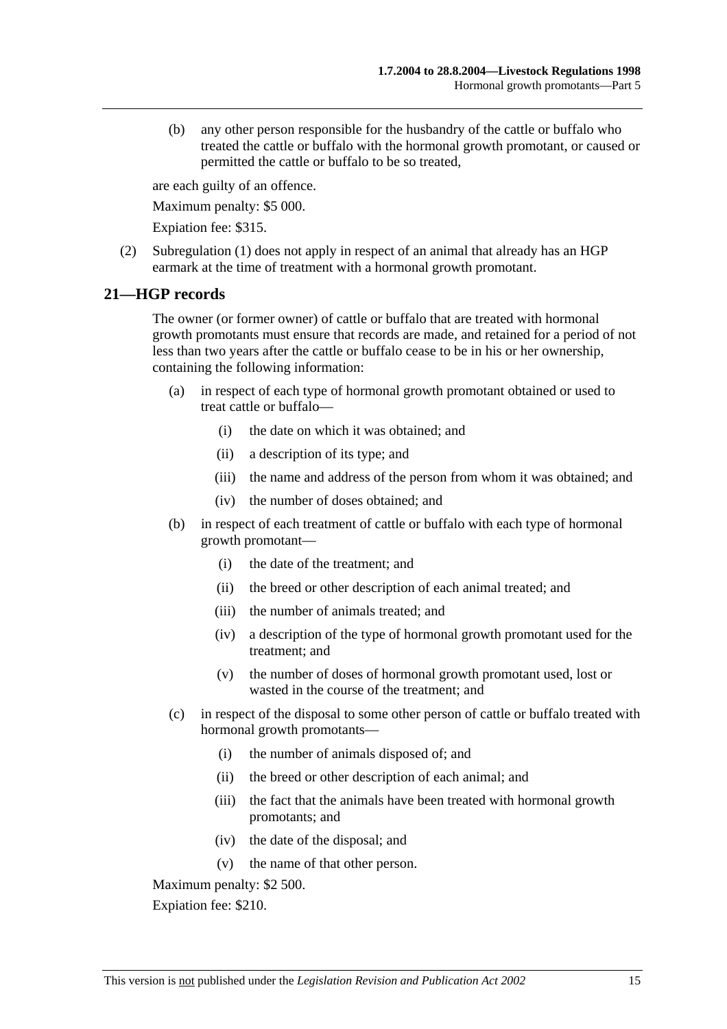(b) any other person responsible for the husbandry of the cattle or buffalo who treated the cattle or buffalo with the hormonal growth promotant, or caused or permitted the cattle or buffalo to be so treated,

are each guilty of an offence.

Maximum penalty: $5 000.

Expiation fee: $315.

(2) Subregulation (1) does not apply in respect of an animal that already has an HGP earmark at the time of treatment with a hormonal growth promotant.

## 21—HGP records

The owner (or former owner) of cattle or buffalo that are treated with hormonal growth promotants must ensure that records are made, and retained for a period of not less than two years after the cattle or buffalo cease to be in his or her ownership, containing the following information:

(a) in respect of each type of hormonal growth promotant obtained or used to treat cattle or buffalo—

(i) the date on which it was obtained; and

(ii) a description of its type; and

(iii) the name and address of the person from whom it was obtained; and

(iv) the number of doses obtained; and

(b) in respect of each treatment of cattle or buffalo with each type of hormonal growth promotant—

(i) the date of the treatment; and

(ii) the breed or other description of each animal treated; and

(iii) the number of animals treated; and

(iv) a description of the type of hormonal growth promotant used for the treatment; and

(v) the number of doses of hormonal growth promotant used, lost or wasted in the course of the treatment; and

(c) in respect of the disposal to some other person of cattle or buffalo treated with hormonal growth promotants—

(i) the number of animals disposed of; and

(ii) the breed or other description of each animal; and

(iii) the fact that the animals have been treated with hormonal growth promotants; and

(iv) the date of the disposal; and

(v) the name of that other person.

Maximum penalty: $2 500.

Expiation fee: $210.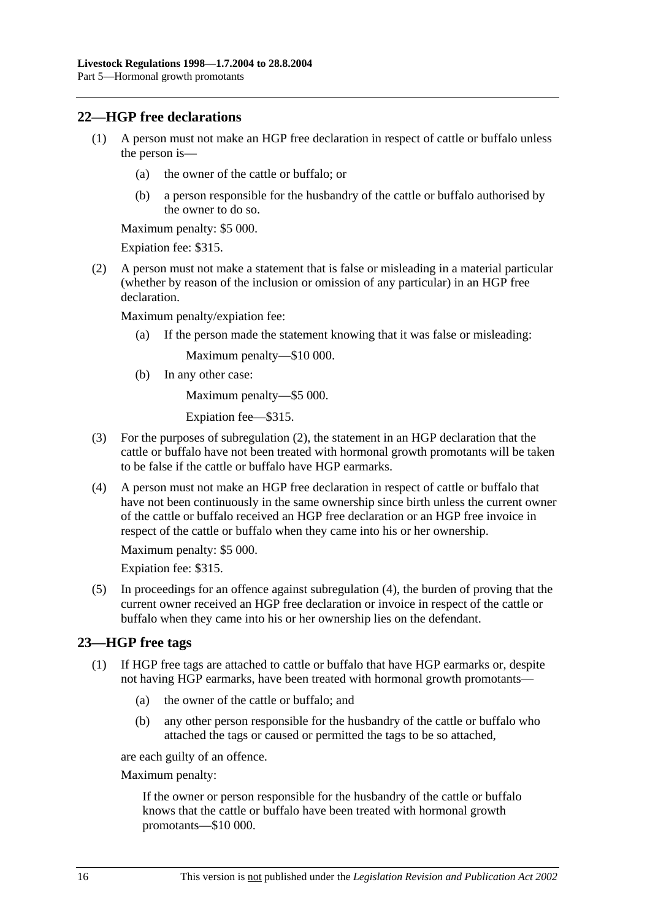## 22—HGP free declarations

(1) A person must not make an HGP free declaration in respect of cattle or buffalo unless the person is—

(a) the owner of the cattle or buffalo; or

(b) a person responsible for the husbandry of the cattle or buffalo authorised by the owner to do so.

Maximum penalty: $5 000.

Expiation fee: $315.

(2) A person must not make a statement that is false or misleading in a material particular (whether by reason of the inclusion or omission of any particular) in an HGP free declaration.

Maximum penalty/expiation fee:

(a) If the person made the statement knowing that it was false or misleading:

Maximum penalty—$10 000.

(b) In any other case:

Maximum penalty—$5 000.

Expiation fee—$315.

(3) For the purposes of subregulation (2), the statement in an HGP declaration that the cattle or buffalo have not been treated with hormonal growth promotants will be taken to be false if the cattle or buffalo have HGP earmarks.

(4) A person must not make an HGP free declaration in respect of cattle or buffalo that have not been continuously in the same ownership since birth unless the current owner of the cattle or buffalo received an HGP free declaration or an HGP free invoice in respect of the cattle or buffalo when they came into his or her ownership.

Maximum penalty: $5 000.

Expiation fee: $315.

(5) In proceedings for an offence against subregulation (4), the burden of proving that the current owner received an HGP free declaration or invoice in respect of the cattle or buffalo when they came into his or her ownership lies on the defendant.

## 23—HGP free tags

(1) If HGP free tags are attached to cattle or buffalo that have HGP earmarks or, despite not having HGP earmarks, have been treated with hormonal growth promotants—

(a) the owner of the cattle or buffalo; and

(b) any other person responsible for the husbandry of the cattle or buffalo who attached the tags or caused or permitted the tags to be so attached,

are each guilty of an offence.

Maximum penalty:

If the owner or person responsible for the husbandry of the cattle or buffalo knows that the cattle or buffalo have been treated with hormonal growth promotants—$10 000.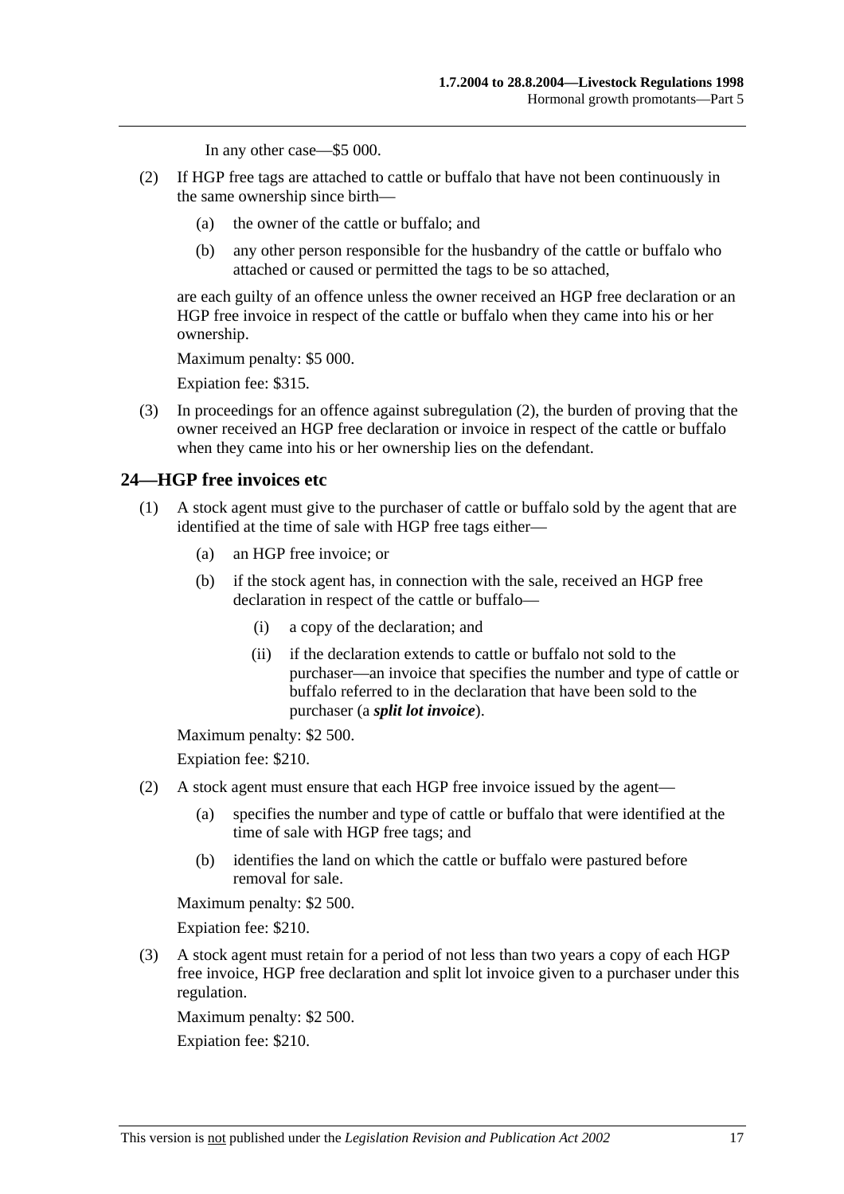In any other case—$5 000.

(2) If HGP free tags are attached to cattle or buffalo that have not been continuously in the same ownership since birth—

(a) the owner of the cattle or buffalo; and

(b) any other person responsible for the husbandry of the cattle or buffalo who attached or caused or permitted the tags to be so attached,

are each guilty of an offence unless the owner received an HGP free declaration or an HGP free invoice in respect of the cattle or buffalo when they came into his or her ownership.

Maximum penalty: $5 000.

Expiation fee: $315.

(3) In proceedings for an offence against subregulation (2), the burden of proving that the owner received an HGP free declaration or invoice in respect of the cattle or buffalo when they came into his or her ownership lies on the defendant.

## 24—HGP free invoices etc

(1) A stock agent must give to the purchaser of cattle or buffalo sold by the agent that are identified at the time of sale with HGP free tags either—

(a) an HGP free invoice; or

(b) if the stock agent has, in connection with the sale, received an HGP free declaration in respect of the cattle or buffalo—

(i) a copy of the declaration; and

(ii) if the declaration extends to cattle or buffalo not sold to the purchaser—an invoice that specifies the number and type of cattle or buffalo referred to in the declaration that have been sold to the purchaser (a ***split lot invoice***).

Maximum penalty: $2 500.

Expiation fee: $210.

(2) A stock agent must ensure that each HGP free invoice issued by the agent—

(a) specifies the number and type of cattle or buffalo that were identified at the time of sale with HGP free tags; and

(b) identifies the land on which the cattle or buffalo were pastured before removal for sale.

Maximum penalty: $2 500.

Expiation fee: $210.

(3) A stock agent must retain for a period of not less than two years a copy of each HGP free invoice, HGP free declaration and split lot invoice given to a purchaser under this regulation.

Maximum penalty: $2 500.

Expiation fee: $210.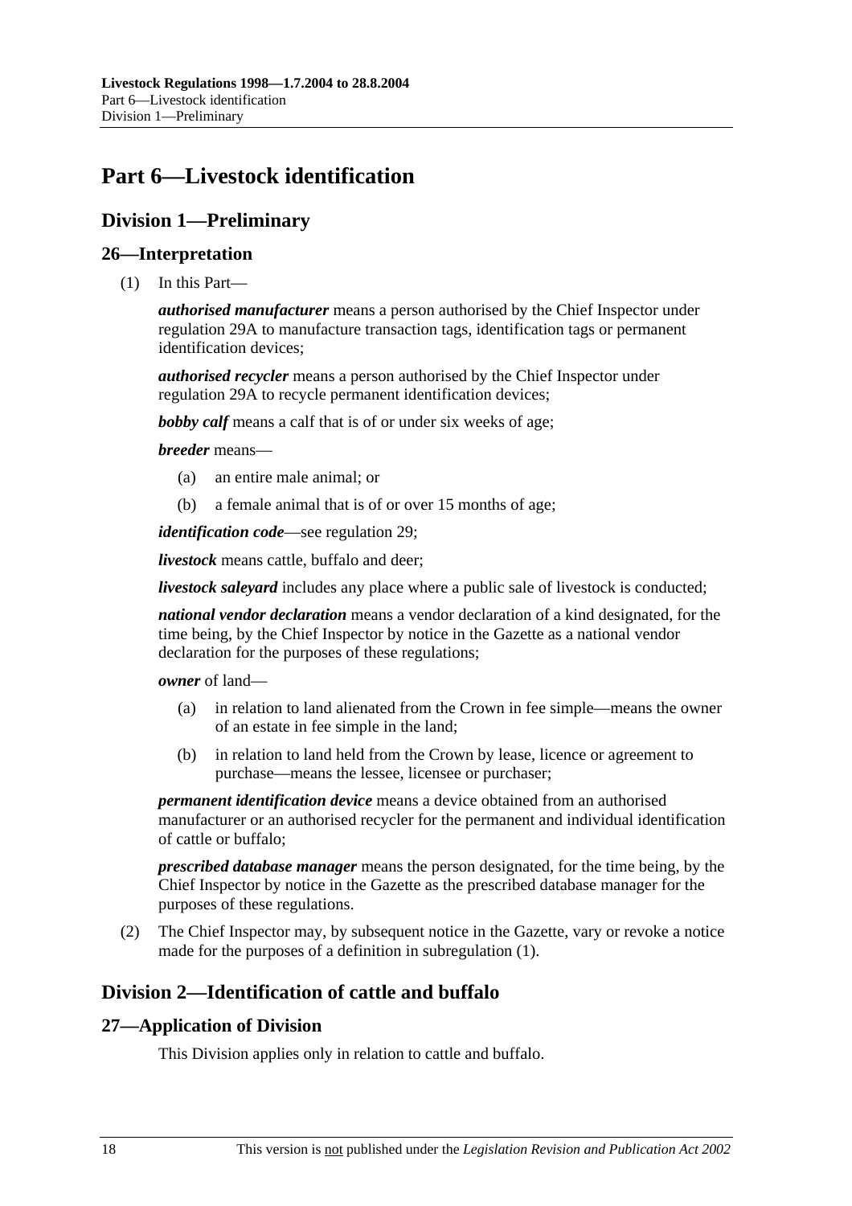# Part 6—Livestock identification

## Division 1—Preliminary

### 26—Interpretation

(1) In this Part—

***authorised manufacturer*** means a person authorised by the Chief Inspector under regulation 29A to manufacture transaction tags, identification tags or permanent identification devices;

***authorised recycler*** means a person authorised by the Chief Inspector under regulation 29A to recycle permanent identification devices;

***bobby calf*** means a calf that is of or under six weeks of age;

***breeder*** means—

(a) an entire male animal; or

(b) a female animal that is of or over 15 months of age;

***identification code***—see regulation 29;

***livestock*** means cattle, buffalo and deer;

***livestock saleyard*** includes any place where a public sale of livestock is conducted;

***national vendor declaration*** means a vendor declaration of a kind designated, for the time being, by the Chief Inspector by notice in the Gazette as a national vendor declaration for the purposes of these regulations;

***owner*** of land—

(a) in relation to land alienated from the Crown in fee simple—means the owner of an estate in fee simple in the land;

(b) in relation to land held from the Crown by lease, licence or agreement to purchase—means the lessee, licensee or purchaser;

***permanent identification device*** means a device obtained from an authorised manufacturer or an authorised recycler for the permanent and individual identification of cattle or buffalo;

***prescribed database manager*** means the person designated, for the time being, by the Chief Inspector by notice in the Gazette as the prescribed database manager for the purposes of these regulations.

(2) The Chief Inspector may, by subsequent notice in the Gazette, vary or revoke a notice made for the purposes of a definition in subregulation (1).

## Division 2—Identification of cattle and buffalo

### 27—Application of Division

This Division applies only in relation to cattle and buffalo.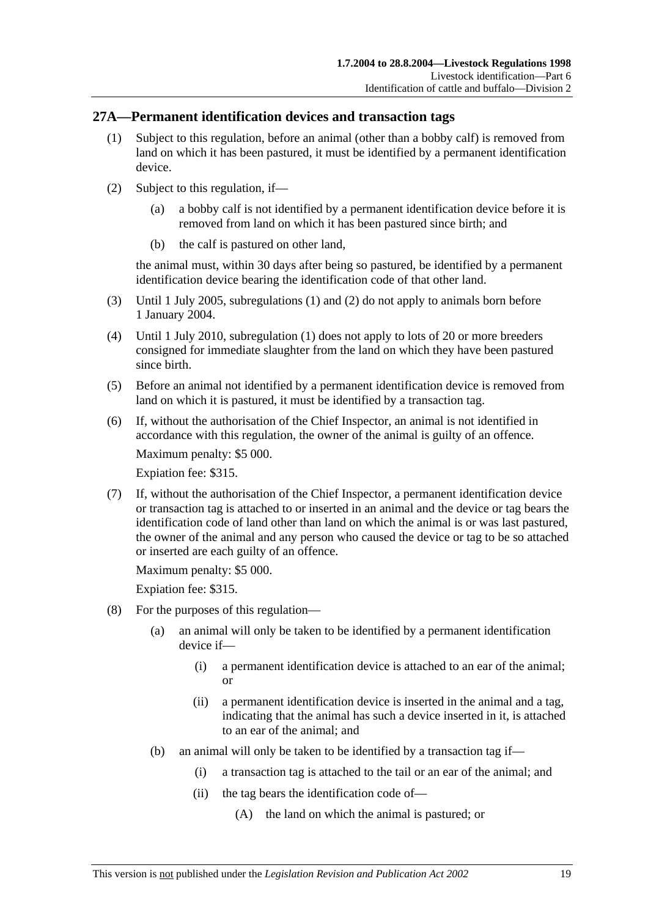## 27A—Permanent identification devices and transaction tags

(1) Subject to this regulation, before an animal (other than a bobby calf) is removed from land on which it has been pastured, it must be identified by a permanent identification device.

(2) Subject to this regulation, if—

(a) a bobby calf is not identified by a permanent identification device before it is removed from land on which it has been pastured since birth; and

(b) the calf is pastured on other land,

the animal must, within 30 days after being so pastured, be identified by a permanent identification device bearing the identification code of that other land.

(3) Until 1 July 2005, subregulations (1) and (2) do not apply to animals born before 1 January 2004.

(4) Until 1 July 2010, subregulation (1) does not apply to lots of 20 or more breeders consigned for immediate slaughter from the land on which they have been pastured since birth.

(5) Before an animal not identified by a permanent identification device is removed from land on which it is pastured, it must be identified by a transaction tag.

(6) If, without the authorisation of the Chief Inspector, an animal is not identified in accordance with this regulation, the owner of the animal is guilty of an offence.

Maximum penalty: $5 000.

Expiation fee: $315.

(7) If, without the authorisation of the Chief Inspector, a permanent identification device or transaction tag is attached to or inserted in an animal and the device or tag bears the identification code of land other than land on which the animal is or was last pastured, the owner of the animal and any person who caused the device or tag to be so attached or inserted are each guilty of an offence.

Maximum penalty: $5 000.

Expiation fee: $315.

(8) For the purposes of this regulation—

(a) an animal will only be taken to be identified by a permanent identification device if—

(i) a permanent identification device is attached to an ear of the animal; or

(ii) a permanent identification device is inserted in the animal and a tag, indicating that the animal has such a device inserted in it, is attached to an ear of the animal; and

(b) an animal will only be taken to be identified by a transaction tag if—

(i) a transaction tag is attached to the tail or an ear of the animal; and

(ii) the tag bears the identification code of—

(A) the land on which the animal is pastured; or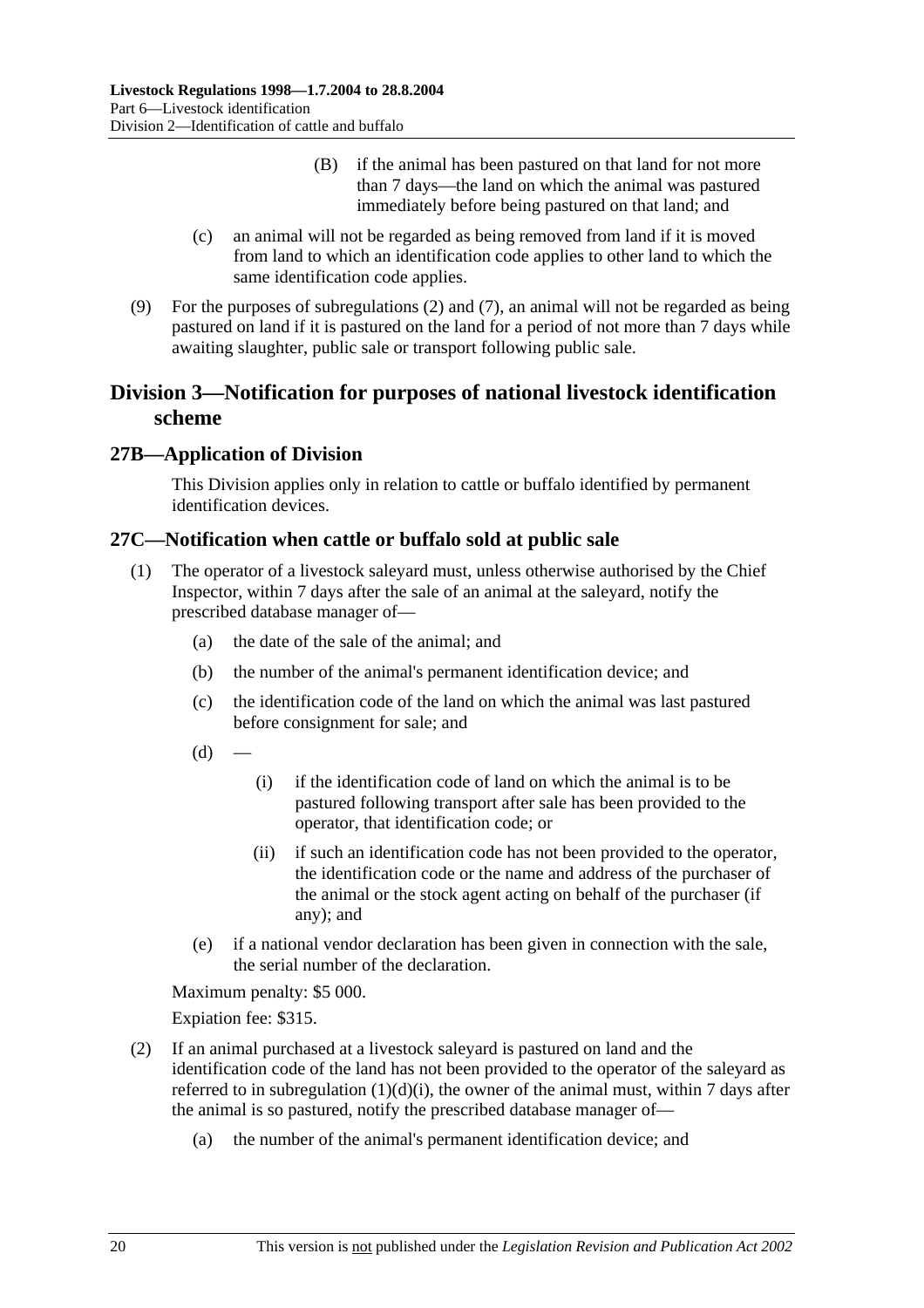(B) if the animal has been pastured on that land for not more than 7 days—the land on which the animal was pastured immediately before being pastured on that land; and

(c) an animal will not be regarded as being removed from land if it is moved from land to which an identification code applies to other land to which the same identification code applies.

(9) For the purposes of subregulations (2) and (7), an animal will not be regarded as being pastured on land if it is pastured on the land for a period of not more than 7 days while awaiting slaughter, public sale or transport following public sale.

## Division 3—Notification for purposes of national livestock identification scheme

### 27B—Application of Division

This Division applies only in relation to cattle or buffalo identified by permanent identification devices.

### 27C—Notification when cattle or buffalo sold at public sale

(1) The operator of a livestock saleyard must, unless otherwise authorised by the Chief Inspector, within 7 days after the sale of an animal at the saleyard, notify the prescribed database manager of—

(a) the date of the sale of the animal; and

(b) the number of the animal's permanent identification device; and

(c) the identification code of the land on which the animal was last pastured before consignment for sale; and

(d) —

(i) if the identification code of land on which the animal is to be pastured following transport after sale has been provided to the operator, that identification code; or

(ii) if such an identification code has not been provided to the operator, the identification code or the name and address of the purchaser of the animal or the stock agent acting on behalf of the purchaser (if any); and

(e) if a national vendor declaration has been given in connection with the sale, the serial number of the declaration.

Maximum penalty: $5 000.

Expiation fee: $315.

(2) If an animal purchased at a livestock saleyard is pastured on land and the identification code of the land has not been provided to the operator of the saleyard as referred to in subregulation (1)(d)(i), the owner of the animal must, within 7 days after the animal is so pastured, notify the prescribed database manager of—

(a) the number of the animal's permanent identification device; and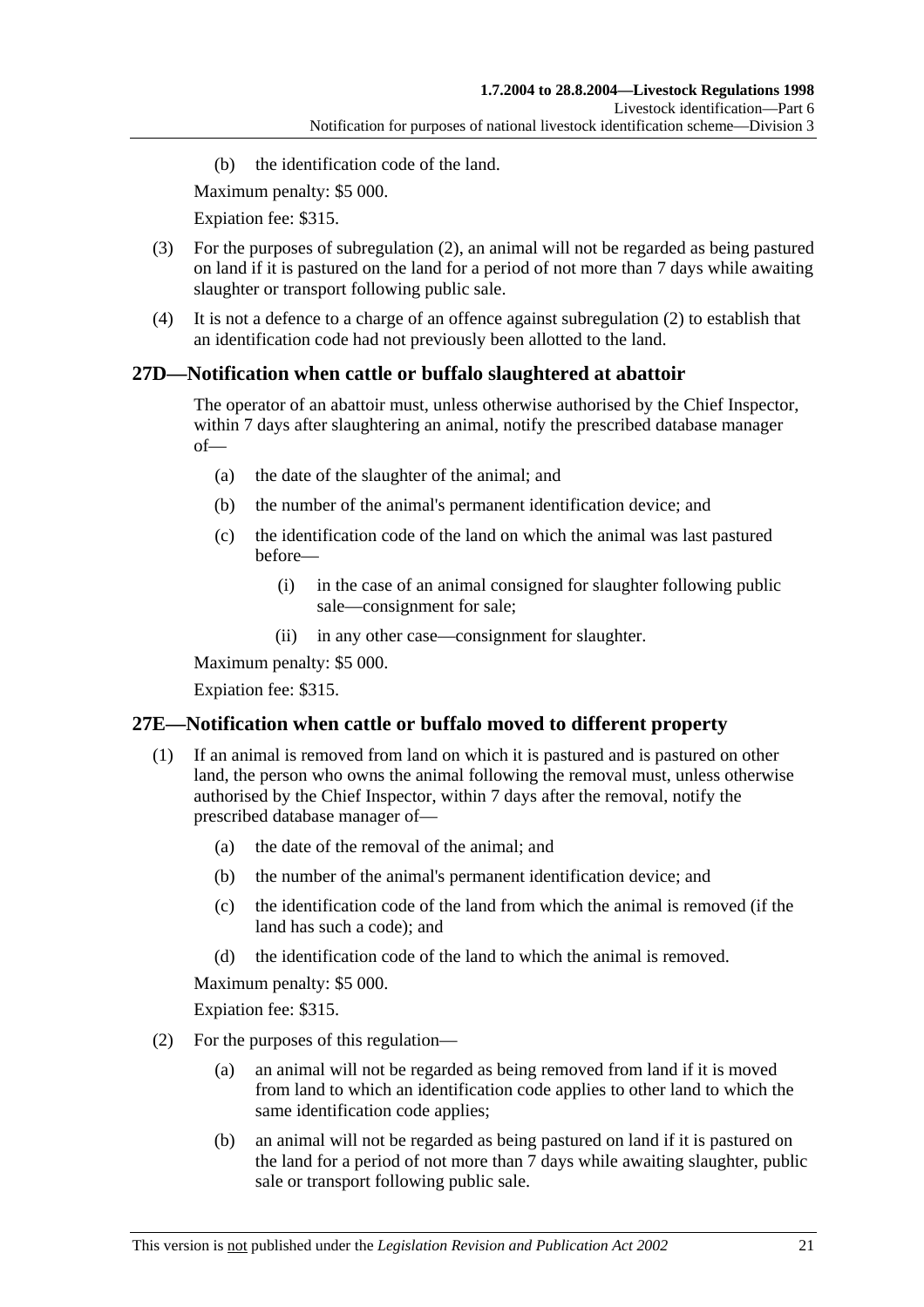(b) the identification code of the land.

Maximum penalty: $5 000.

Expiation fee: $315.

(3) For the purposes of subregulation (2), an animal will not be regarded as being pastured on land if it is pastured on the land for a period of not more than 7 days while awaiting slaughter or transport following public sale.

(4) It is not a defence to a charge of an offence against subregulation (2) to establish that an identification code had not previously been allotted to the land.

## 27D—Notification when cattle or buffalo slaughtered at abattoir

The operator of an abattoir must, unless otherwise authorised by the Chief Inspector, within 7 days after slaughtering an animal, notify the prescribed database manager of—

(a) the date of the slaughter of the animal; and

(b) the number of the animal's permanent identification device; and

(c) the identification code of the land on which the animal was last pastured before—

(i) in the case of an animal consigned for slaughter following public sale—consignment for sale;

(ii) in any other case—consignment for slaughter.

Maximum penalty: $5 000.

Expiation fee: $315.

## 27E—Notification when cattle or buffalo moved to different property

(1) If an animal is removed from land on which it is pastured and is pastured on other land, the person who owns the animal following the removal must, unless otherwise authorised by the Chief Inspector, within 7 days after the removal, notify the prescribed database manager of—

(a) the date of the removal of the animal; and

(b) the number of the animal's permanent identification device; and

(c) the identification code of the land from which the animal is removed (if the land has such a code); and

(d) the identification code of the land to which the animal is removed.

Maximum penalty: $5 000.

Expiation fee: $315.

(2) For the purposes of this regulation—

(a) an animal will not be regarded as being removed from land if it is moved from land to which an identification code applies to other land to which the same identification code applies;

(b) an animal will not be regarded as being pastured on land if it is pastured on the land for a period of not more than 7 days while awaiting slaughter, public sale or transport following public sale.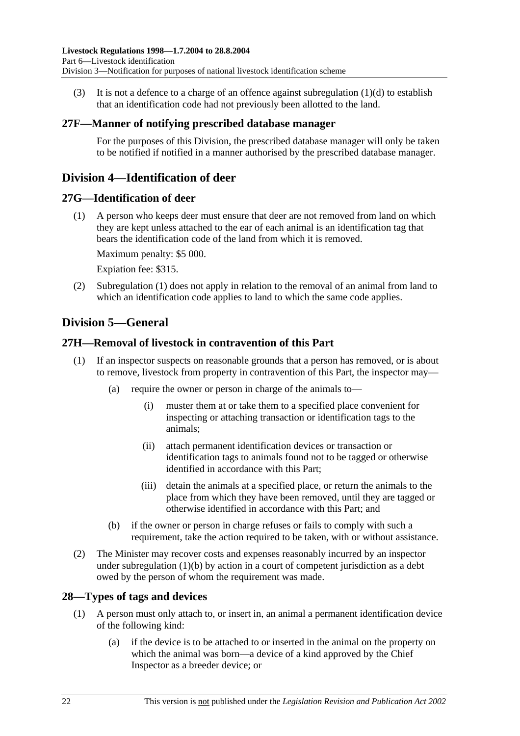(3) It is not a defence to a charge of an offence against subregulation (1)(d) to establish that an identification code had not previously been allotted to the land.

### 27F—Manner of notifying prescribed database manager

For the purposes of this Division, the prescribed database manager will only be taken to be notified if notified in a manner authorised by the prescribed database manager.

## Division 4—Identification of deer

### 27G—Identification of deer

(1) A person who keeps deer must ensure that deer are not removed from land on which they are kept unless attached to the ear of each animal is an identification tag that bears the identification code of the land from which it is removed.

Maximum penalty: $5 000.

Expiation fee: $315.

(2) Subregulation (1) does not apply in relation to the removal of an animal from land to which an identification code applies to land to which the same code applies.

## Division 5—General

### 27H—Removal of livestock in contravention of this Part

(1) If an inspector suspects on reasonable grounds that a person has removed, or is about to remove, livestock from property in contravention of this Part, the inspector may—

(a) require the owner or person in charge of the animals to—

(i) muster them at or take them to a specified place convenient for inspecting or attaching transaction or identification tags to the animals;

(ii) attach permanent identification devices or transaction or identification tags to animals found not to be tagged or otherwise identified in accordance with this Part;

(iii) detain the animals at a specified place, or return the animals to the place from which they have been removed, until they are tagged or otherwise identified in accordance with this Part; and

(b) if the owner or person in charge refuses or fails to comply with such a requirement, take the action required to be taken, with or without assistance.

(2) The Minister may recover costs and expenses reasonably incurred by an inspector under subregulation (1)(b) by action in a court of competent jurisdiction as a debt owed by the person of whom the requirement was made.

### 28—Types of tags and devices

(1) A person must only attach to, or insert in, an animal a permanent identification device of the following kind:

(a) if the device is to be attached to or inserted in the animal on the property on which the animal was born—a device of a kind approved by the Chief Inspector as a breeder device; or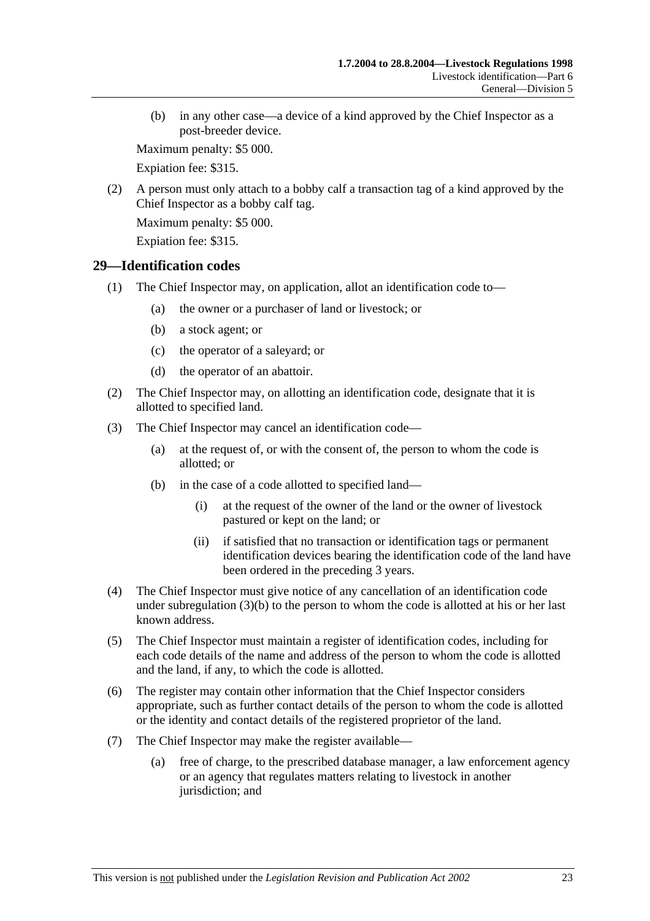(b) in any other case—a device of a kind approved by the Chief Inspector as a post-breeder device.

Maximum penalty: $5 000.

Expiation fee: $315.

(2) A person must only attach to a bobby calf a transaction tag of a kind approved by the Chief Inspector as a bobby calf tag.

Maximum penalty: $5 000.

Expiation fee: $315.

## 29—Identification codes

(1) The Chief Inspector may, on application, allot an identification code to—

(a) the owner or a purchaser of land or livestock; or

(b) a stock agent; or

(c) the operator of a saleyard; or

(d) the operator of an abattoir.

(2) The Chief Inspector may, on allotting an identification code, designate that it is allotted to specified land.

(3) The Chief Inspector may cancel an identification code—

(a) at the request of, or with the consent of, the person to whom the code is allotted; or

(b) in the case of a code allotted to specified land—

(i) at the request of the owner of the land or the owner of livestock pastured or kept on the land; or

(ii) if satisfied that no transaction or identification tags or permanent identification devices bearing the identification code of the land have been ordered in the preceding 3 years.

(4) The Chief Inspector must give notice of any cancellation of an identification code under subregulation (3)(b) to the person to whom the code is allotted at his or her last known address.

(5) The Chief Inspector must maintain a register of identification codes, including for each code details of the name and address of the person to whom the code is allotted and the land, if any, to which the code is allotted.

(6) The register may contain other information that the Chief Inspector considers appropriate, such as further contact details of the person to whom the code is allotted or the identity and contact details of the registered proprietor of the land.

(7) The Chief Inspector may make the register available—

(a) free of charge, to the prescribed database manager, a law enforcement agency or an agency that regulates matters relating to livestock in another jurisdiction; and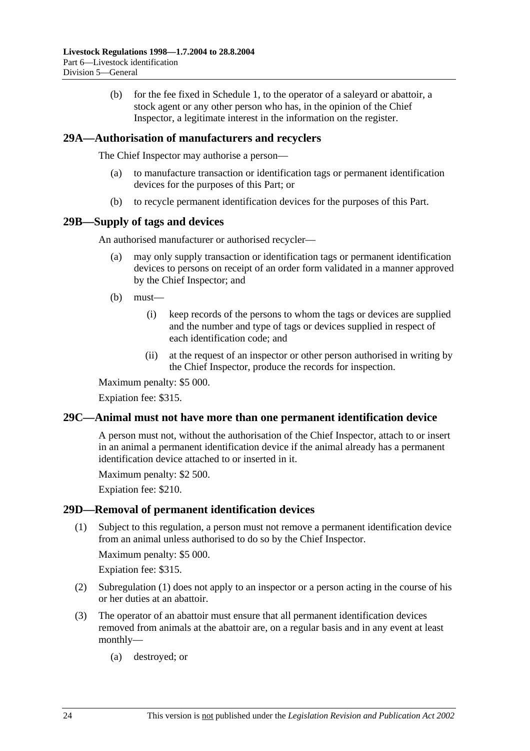(b) for the fee fixed in Schedule 1, to the operator of a saleyard or abattoir, a stock agent or any other person who has, in the opinion of the Chief Inspector, a legitimate interest in the information on the register.

## 29A—Authorisation of manufacturers and recyclers

The Chief Inspector may authorise a person—

(a) to manufacture transaction or identification tags or permanent identification devices for the purposes of this Part; or

(b) to recycle permanent identification devices for the purposes of this Part.

## 29B—Supply of tags and devices

An authorised manufacturer or authorised recycler—

(a) may only supply transaction or identification tags or permanent identification devices to persons on receipt of an order form validated in a manner approved by the Chief Inspector; and

(b) must—

(i) keep records of the persons to whom the tags or devices are supplied and the number and type of tags or devices supplied in respect of each identification code; and

(ii) at the request of an inspector or other person authorised in writing by the Chief Inspector, produce the records for inspection.

Maximum penalty: $5 000.

Expiation fee: $315.

## 29C—Animal must not have more than one permanent identification device

A person must not, without the authorisation of the Chief Inspector, attach to or insert in an animal a permanent identification device if the animal already has a permanent identification device attached to or inserted in it.

Maximum penalty: $2 500.

Expiation fee: $210.

## 29D—Removal of permanent identification devices

(1) Subject to this regulation, a person must not remove a permanent identification device from an animal unless authorised to do so by the Chief Inspector.

Maximum penalty: $5 000.

Expiation fee: $315.

(2) Subregulation (1) does not apply to an inspector or a person acting in the course of his or her duties at an abattoir.

(3) The operator of an abattoir must ensure that all permanent identification devices removed from animals at the abattoir are, on a regular basis and in any event at least monthly—

(a) destroyed; or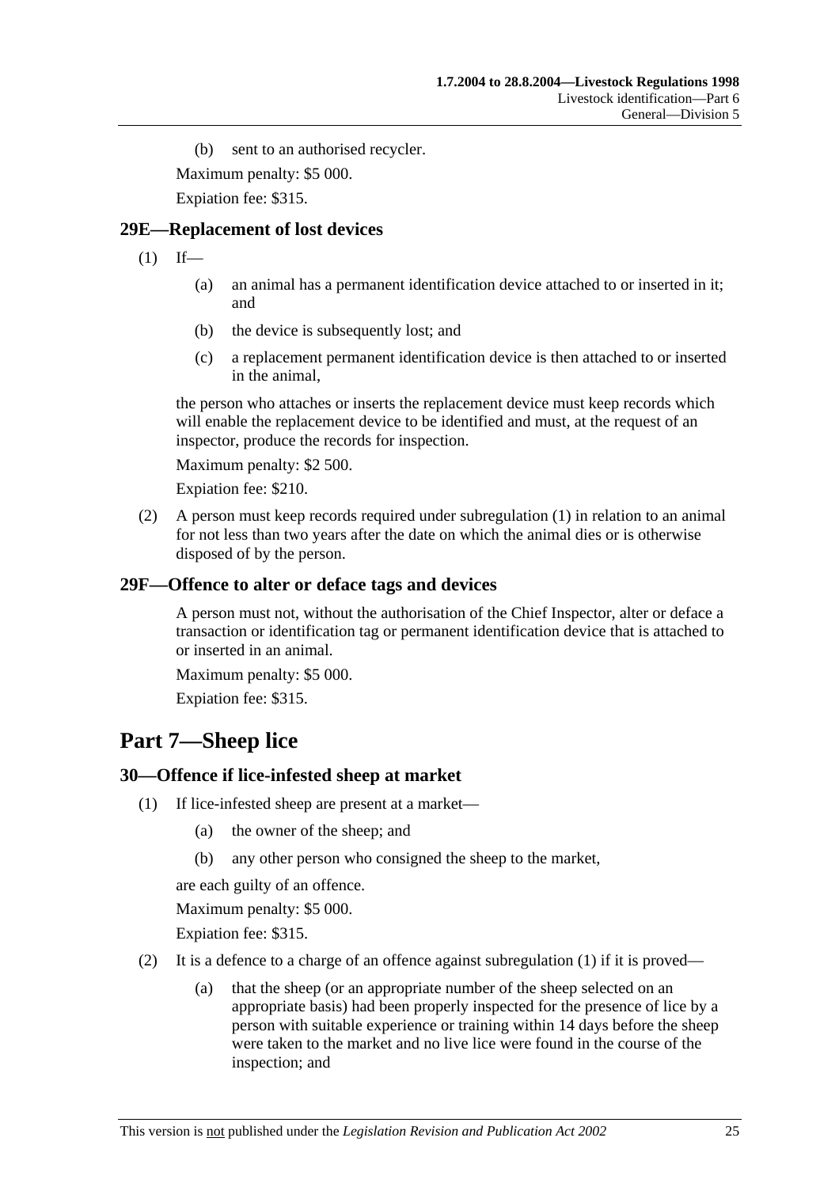(b) sent to an authorised recycler.

Maximum penalty: $5 000.

Expiation fee: $315.

### 29E—Replacement of lost devices

(1) If—

(a) an animal has a permanent identification device attached to or inserted in it; and

(b) the device is subsequently lost; and

(c) a replacement permanent identification device is then attached to or inserted in the animal,

the person who attaches or inserts the replacement device must keep records which will enable the replacement device to be identified and must, at the request of an inspector, produce the records for inspection.

Maximum penalty: $2 500.

Expiation fee: $210.

(2) A person must keep records required under subregulation (1) in relation to an animal for not less than two years after the date on which the animal dies or is otherwise disposed of by the person.

### 29F—Offence to alter or deface tags and devices

A person must not, without the authorisation of the Chief Inspector, alter or deface a transaction or identification tag or permanent identification device that is attached to or inserted in an animal.

Maximum penalty: $5 000.

Expiation fee: $315.

## Part 7—Sheep lice

### 30—Offence if lice-infested sheep at market

(1) If lice-infested sheep are present at a market—

(a) the owner of the sheep; and

(b) any other person who consigned the sheep to the market,

are each guilty of an offence.

Maximum penalty: $5 000.

Expiation fee: $315.

(2) It is a defence to a charge of an offence against subregulation (1) if it is proved—

(a) that the sheep (or an appropriate number of the sheep selected on an appropriate basis) had been properly inspected for the presence of lice by a person with suitable experience or training within 14 days before the sheep were taken to the market and no live lice were found in the course of the inspection; and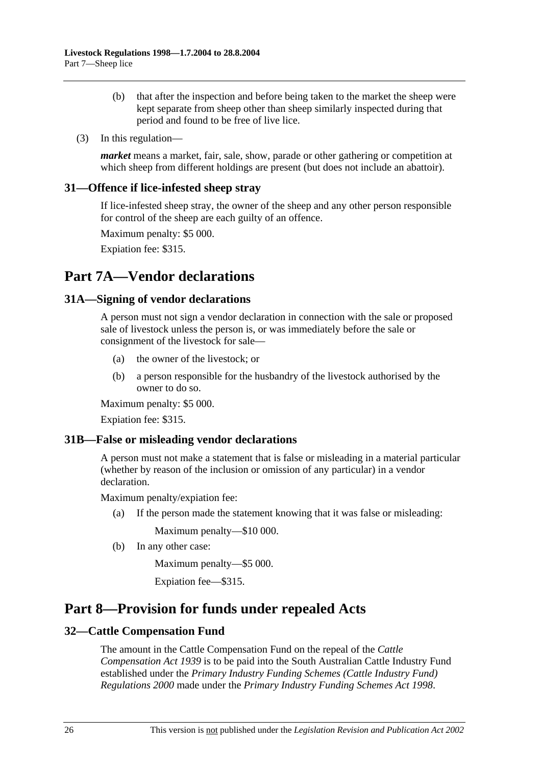(b) that after the inspection and before being taken to the market the sheep were kept separate from sheep other than sheep similarly inspected during that period and found to be free of live lice.

(3) In this regulation—

***market*** means a market, fair, sale, show, parade or other gathering or competition at which sheep from different holdings are present (but does not include an abattoir).

### 31—Offence if lice-infested sheep stray

If lice-infested sheep stray, the owner of the sheep and any other person responsible for control of the sheep are each guilty of an offence.

Maximum penalty: $5 000.

Expiation fee: $315.

## Part 7A—Vendor declarations

### 31A—Signing of vendor declarations

A person must not sign a vendor declaration in connection with the sale or proposed sale of livestock unless the person is, or was immediately before the sale or consignment of the livestock for sale—

(a) the owner of the livestock; or

(b) a person responsible for the husbandry of the livestock authorised by the owner to do so.

Maximum penalty: $5 000.

Expiation fee: $315.

### 31B—False or misleading vendor declarations

A person must not make a statement that is false or misleading in a material particular (whether by reason of the inclusion or omission of any particular) in a vendor declaration.

Maximum penalty/expiation fee:

(a) If the person made the statement knowing that it was false or misleading:

Maximum penalty—$10 000.

(b) In any other case:

Maximum penalty—$5 000.

Expiation fee—$315.

## Part 8—Provision for funds under repealed Acts

### 32—Cattle Compensation Fund

The amount in the Cattle Compensation Fund on the repeal of the *Cattle Compensation Act 1939* is to be paid into the South Australian Cattle Industry Fund established under the *Primary Industry Funding Schemes (Cattle Industry Fund) Regulations 2000* made under the *Primary Industry Funding Schemes Act 1998*.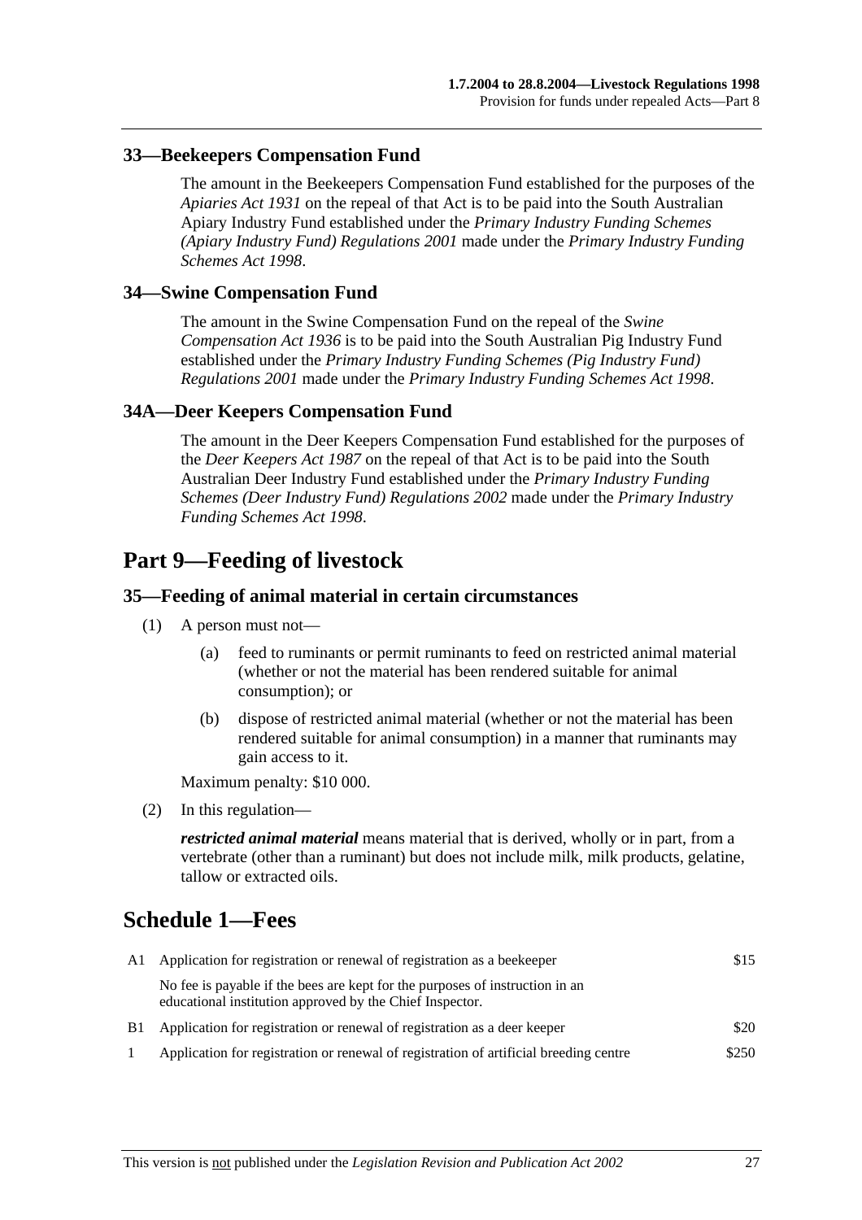### 33—Beekeepers Compensation Fund

The amount in the Beekeepers Compensation Fund established for the purposes of the *Apiaries Act 1931* on the repeal of that Act is to be paid into the South Australian Apiary Industry Fund established under the *Primary Industry Funding Schemes (Apiary Industry Fund) Regulations 2001* made under the *Primary Industry Funding Schemes Act 1998*.

### 34—Swine Compensation Fund

The amount in the Swine Compensation Fund on the repeal of the *Swine Compensation Act 1936* is to be paid into the South Australian Pig Industry Fund established under the *Primary Industry Funding Schemes (Pig Industry Fund) Regulations 2001* made under the *Primary Industry Funding Schemes Act 1998*.

### 34A—Deer Keepers Compensation Fund

The amount in the Deer Keepers Compensation Fund established for the purposes of the *Deer Keepers Act 1987* on the repeal of that Act is to be paid into the South Australian Deer Industry Fund established under the *Primary Industry Funding Schemes (Deer Industry Fund) Regulations 2002* made under the *Primary Industry Funding Schemes Act 1998*.

## Part 9—Feeding of livestock

### 35—Feeding of animal material in certain circumstances

(1) A person must not—

(a) feed to ruminants or permit ruminants to feed on restricted animal material (whether or not the material has been rendered suitable for animal consumption); or

(b) dispose of restricted animal material (whether or not the material has been rendered suitable for animal consumption) in a manner that ruminants may gain access to it.

Maximum penalty: $10 000.

(2) In this regulation—

***restricted animal material*** means material that is derived, wholly or in part, from a vertebrate (other than a ruminant) but does not include milk, milk products, gelatine, tallow or extracted oils.

## Schedule 1—Fees

| | | |
|---|---|---|
| A1 | Application for registration or renewal of registration as a beekeeper | $15 |
| | No fee is payable if the bees are kept for the purposes of instruction in an educational institution approved by the Chief Inspector. | |
| B1 | Application for registration or renewal of registration as a deer keeper | $20 |
| 1 | Application for registration or renewal of registration of artificial breeding centre | $250 |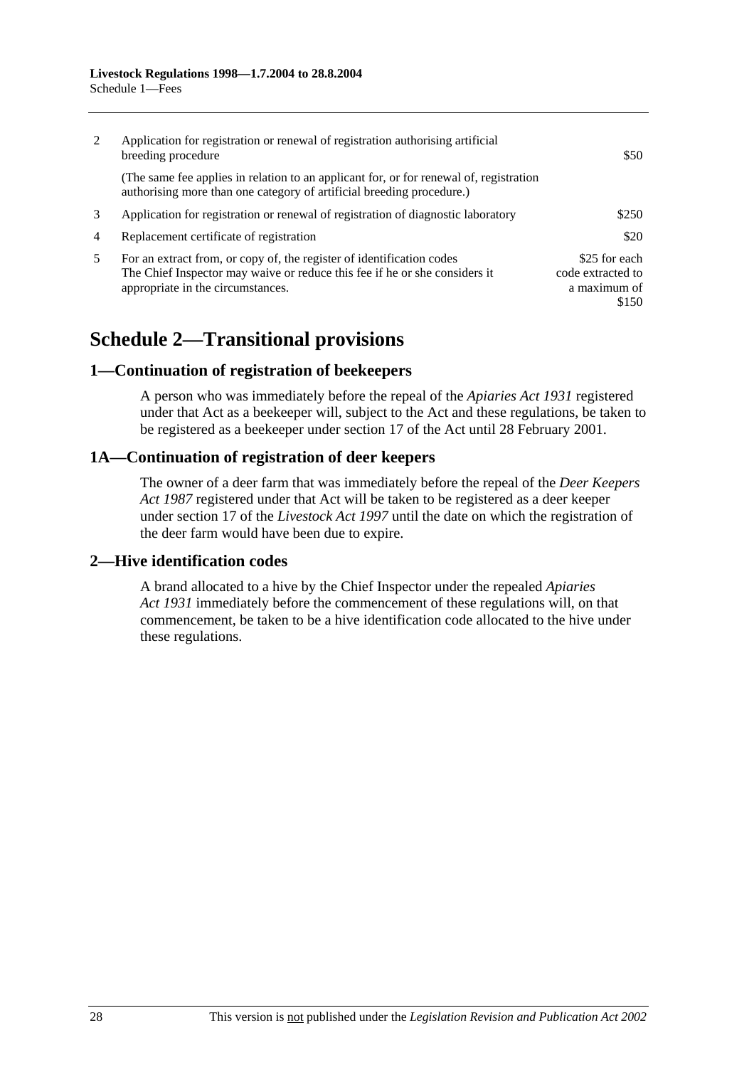| | | |
|---|---|---|
| 2 | Application for registration or renewal of registration authorising artificial breeding procedure<br><br>(The same fee applies in relation to an applicant for, or for renewal of, registration authorising more than one category of artificial breeding procedure.) | $50 |
| 3 | Application for registration or renewal of registration of diagnostic laboratory | $250 |
| 4 | Replacement certificate of registration | $20 |
| 5 | For an extract from, or copy of, the register of identification codes<br>The Chief Inspector may waive or reduce this fee if he or she considers it appropriate in the circumstances. | $25 for each code extracted to a maximum of $150 |

# Schedule 2—Transitional provisions

## 1—Continuation of registration of beekeepers

A person who was immediately before the repeal of the *Apiaries Act 1931* registered under that Act as a beekeeper will, subject to the Act and these regulations, be taken to be registered as a beekeeper under section 17 of the Act until 28 February 2001.

## 1A—Continuation of registration of deer keepers

The owner of a deer farm that was immediately before the repeal of the *Deer Keepers Act 1987* registered under that Act will be taken to be registered as a deer keeper under section 17 of the *Livestock Act 1997* until the date on which the registration of the deer farm would have been due to expire.

## 2—Hive identification codes

A brand allocated to a hive by the Chief Inspector under the repealed *Apiaries Act 1931* immediately before the commencement of these regulations will, on that commencement, be taken to be a hive identification code allocated to the hive under these regulations.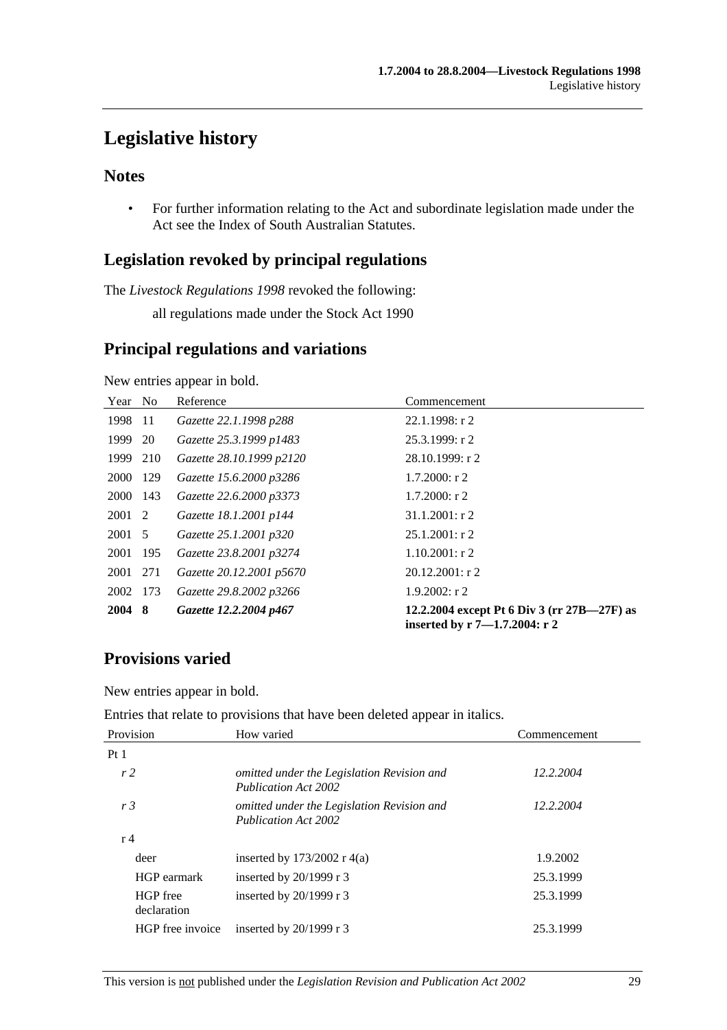# Legislative history

## Notes

- For further information relating to the Act and subordinate legislation made under the Act see the Index of South Australian Statutes.

## Legislation revoked by principal regulations

The *Livestock Regulations 1998* revoked the following:

all regulations made under the Stock Act 1990

## Principal regulations and variations

New entries appear in bold.

| Year | No | Reference | Commencement |
|---|---|---|---|
| 1998 | 11 | *Gazette 22.1.1998 p288* | 22.1.1998: r 2 |
| 1999 | 20 | *Gazette 25.3.1999 p1483* | 25.3.1999: r 2 |
| 1999 | 210 | *Gazette 28.10.1999 p2120* | 28.10.1999: r 2 |
| 2000 | 129 | *Gazette 15.6.2000 p3286* | 1.7.2000: r 2 |
| 2000 | 143 | *Gazette 22.6.2000 p3373* | 1.7.2000: r 2 |
| 2001 | 2 | *Gazette 18.1.2001 p144* | 31.1.2001: r 2 |
| 2001 | 5 | *Gazette 25.1.2001 p320* | 25.1.2001: r 2 |
| 2001 | 195 | *Gazette 23.8.2001 p3274* | 1.10.2001: r 2 |
| 2001 | 271 | *Gazette 20.12.2001 p5670* | 20.12.2001: r 2 |
| 2002 | 173 | *Gazette 29.8.2002 p3266* | 1.9.2002: r 2 |
| **2004** | **8** | ***Gazette 12.2.2004 p467*** | **12.2.2004 except Pt 6 Div 3 (rr 27B—27F) as inserted by r 7—1.7.2004: r 2** |

## Provisions varied

New entries appear in bold.

Entries that relate to provisions that have been deleted appear in italics.

| Provision | How varied | Commencement |
|---|---|---|
| Pt 1 | | |
| *r 2* | *omitted under the Legislation Revision and Publication Act 2002* | *12.2.2004* |
| *r 3* | *omitted under the Legislation Revision and Publication Act 2002* | *12.2.2004* |
| r 4 | | |
| deer | inserted by 173/2002 r 4(a) | 1.9.2002 |
| HGP earmark | inserted by 20/1999 r 3 | 25.3.1999 |
| HGP free declaration | inserted by 20/1999 r 3 | 25.3.1999 |
| HGP free invoice | inserted by 20/1999 r 3 | 25.3.1999 |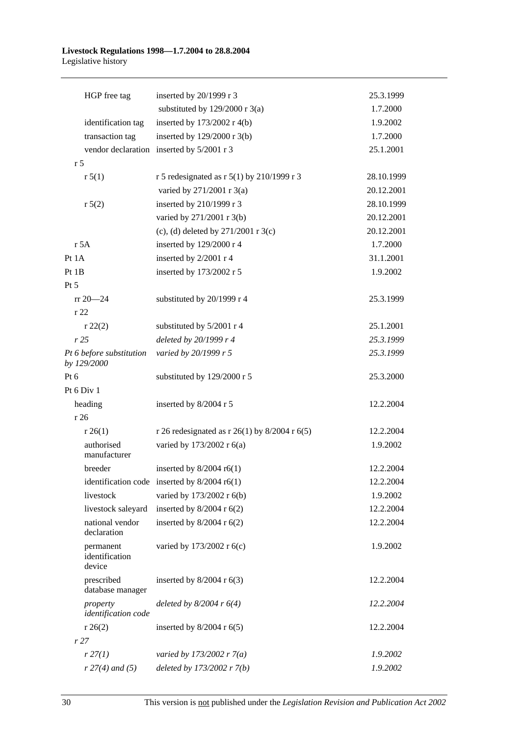| | | |
|---|---|---|
| HGP free tag | inserted by 20/1999 r 3 | 25.3.1999 |
| | substituted by 129/2000 r 3(a) | 1.7.2000 |
| identification tag | inserted by 173/2002 r 4(b) | 1.9.2002 |
| transaction tag | inserted by 129/2000 r 3(b) | 1.7.2000 |
| vendor declaration | inserted by 5/2001 r 3 | 25.1.2001 |
| r 5 | | |
| r 5(1) | r 5 redesignated as r 5(1) by 210/1999 r 3 | 28.10.1999 |
| | varied by 271/2001 r 3(a) | 20.12.2001 |
| r 5(2) | inserted by 210/1999 r 3 | 28.10.1999 |
| | varied by 271/2001 r 3(b) | 20.12.2001 |
| | (c), (d) deleted by 271/2001 r 3(c) | 20.12.2001 |
| r 5A | inserted by 129/2000 r 4 | 1.7.2000 |
| Pt 1A | inserted by 2/2001 r 4 | 31.1.2001 |
| Pt 1B | inserted by 173/2002 r 5 | 1.9.2002 |
| Pt 5 | | |
| rr 20—24 | substituted by 20/1999 r 4 | 25.3.1999 |
| r 22 | | |
| r 22(2) | substituted by 5/2001 r 4 | 25.1.2001 |
| *r 25* | *deleted by 20/1999 r 4* | *25.3.1999* |
| *Pt 6 before substitution by 129/2000* | *varied by 20/1999 r 5* | *25.3.1999* |
| Pt 6 | substituted by 129/2000 r 5 | 25.3.2000 |
| Pt 6 Div 1 | | |
| heading | inserted by 8/2004 r 5 | 12.2.2004 |
| r 26 | | |
| r 26(1) | r 26 redesignated as r 26(1) by 8/2004 r 6(5) | 12.2.2004 |
| authorised manufacturer | varied by 173/2002 r 6(a) | 1.9.2002 |
| breeder | inserted by 8/2004 r6(1) | 12.2.2004 |
| identification code | inserted by 8/2004 r6(1) | 12.2.2004 |
| livestock | varied by 173/2002 r 6(b) | 1.9.2002 |
| livestock saleyard | inserted by 8/2004 r 6(2) | 12.2.2004 |
| national vendor declaration | inserted by 8/2004 r 6(2) | 12.2.2004 |
| permanent identification device | varied by 173/2002 r 6(c) | 1.9.2002 |
| prescribed database manager | inserted by 8/2004 r 6(3) | 12.2.2004 |
| *property identification code* | *deleted by 8/2004 r 6(4)* | *12.2.2004* |
| r 26(2) | inserted by 8/2004 r 6(5) | 12.2.2004 |
| *r 27* | | |
| *r 27(1)* | *varied by 173/2002 r 7(a)* | *1.9.2002* |
| *r 27(4) and (5)* | *deleted by 173/2002 r 7(b)* | *1.9.2002* |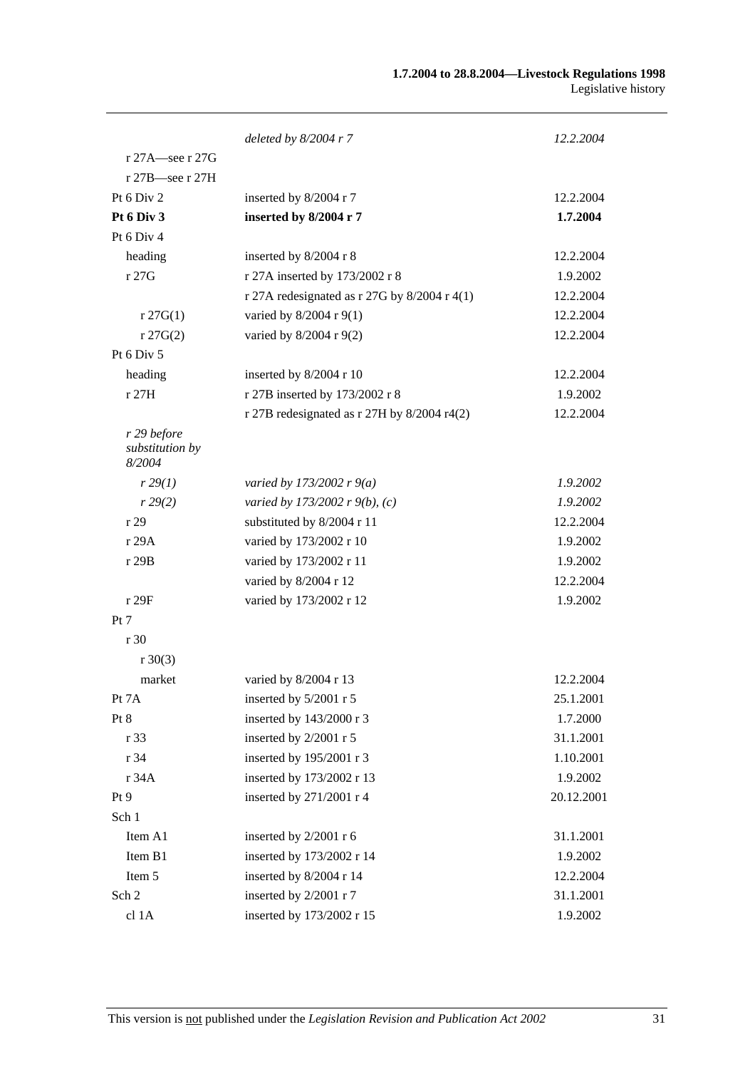| | | |
|---|---|---|
| | *deleted by 8/2004 r 7* | *12.2.2004* |
| r 27A—see r 27G | | |
| r 27B—see r 27H | | |
| Pt 6 Div 2 | inserted by 8/2004 r 7 | 12.2.2004 |
| **Pt 6 Div 3** | **inserted by 8/2004 r 7** | **1.7.2004** |
| Pt 6 Div 4 | | |
| heading | inserted by 8/2004 r 8 | 12.2.2004 |
| r 27G | r 27A inserted by 173/2002 r 8 | 1.9.2002 |
| | r 27A redesignated as r 27G by 8/2004 r 4(1) | 12.2.2004 |
| r 27G(1) | varied by 8/2004 r 9(1) | 12.2.2004 |
| r 27G(2) | varied by 8/2004 r 9(2) | 12.2.2004 |
| Pt 6 Div 5 | | |
| heading | inserted by 8/2004 r 10 | 12.2.2004 |
| r 27H | r 27B inserted by 173/2002 r 8 | 1.9.2002 |
| | r 27B redesignated as r 27H by 8/2004 r4(2) | 12.2.2004 |
| *r 29 before substitution by 8/2004* | | |
| *r 29(1)* | *varied by 173/2002 r 9(a)* | *1.9.2002* |
| *r 29(2)* | *varied by 173/2002 r 9(b), (c)* | *1.9.2002* |
| r 29 | substituted by 8/2004 r 11 | 12.2.2004 |
| r 29A | varied by 173/2002 r 10 | 1.9.2002 |
| r 29B | varied by 173/2002 r 11 | 1.9.2002 |
| | varied by 8/2004 r 12 | 12.2.2004 |
| r 29F | varied by 173/2002 r 12 | 1.9.2002 |
| Pt 7 | | |
| r 30 | | |
| r 30(3) | | |
| market | varied by 8/2004 r 13 | 12.2.2004 |
| Pt 7A | inserted by 5/2001 r 5 | 25.1.2001 |
| Pt 8 | inserted by 143/2000 r 3 | 1.7.2000 |
| r 33 | inserted by 2/2001 r 5 | 31.1.2001 |
| r 34 | inserted by 195/2001 r 3 | 1.10.2001 |
| r 34A | inserted by 173/2002 r 13 | 1.9.2002 |
| Pt 9 | inserted by 271/2001 r 4 | 20.12.2001 |
| Sch 1 | | |
| Item A1 | inserted by 2/2001 r 6 | 31.1.2001 |
| Item B1 | inserted by 173/2002 r 14 | 1.9.2002 |
| Item 5 | inserted by 8/2004 r 14 | 12.2.2004 |
| Sch 2 | inserted by 2/2001 r 7 | 31.1.2001 |
| cl 1A | inserted by 173/2002 r 15 | 1.9.2002 |

This version is not published under the *Legislation Revision and Publication Act 2002*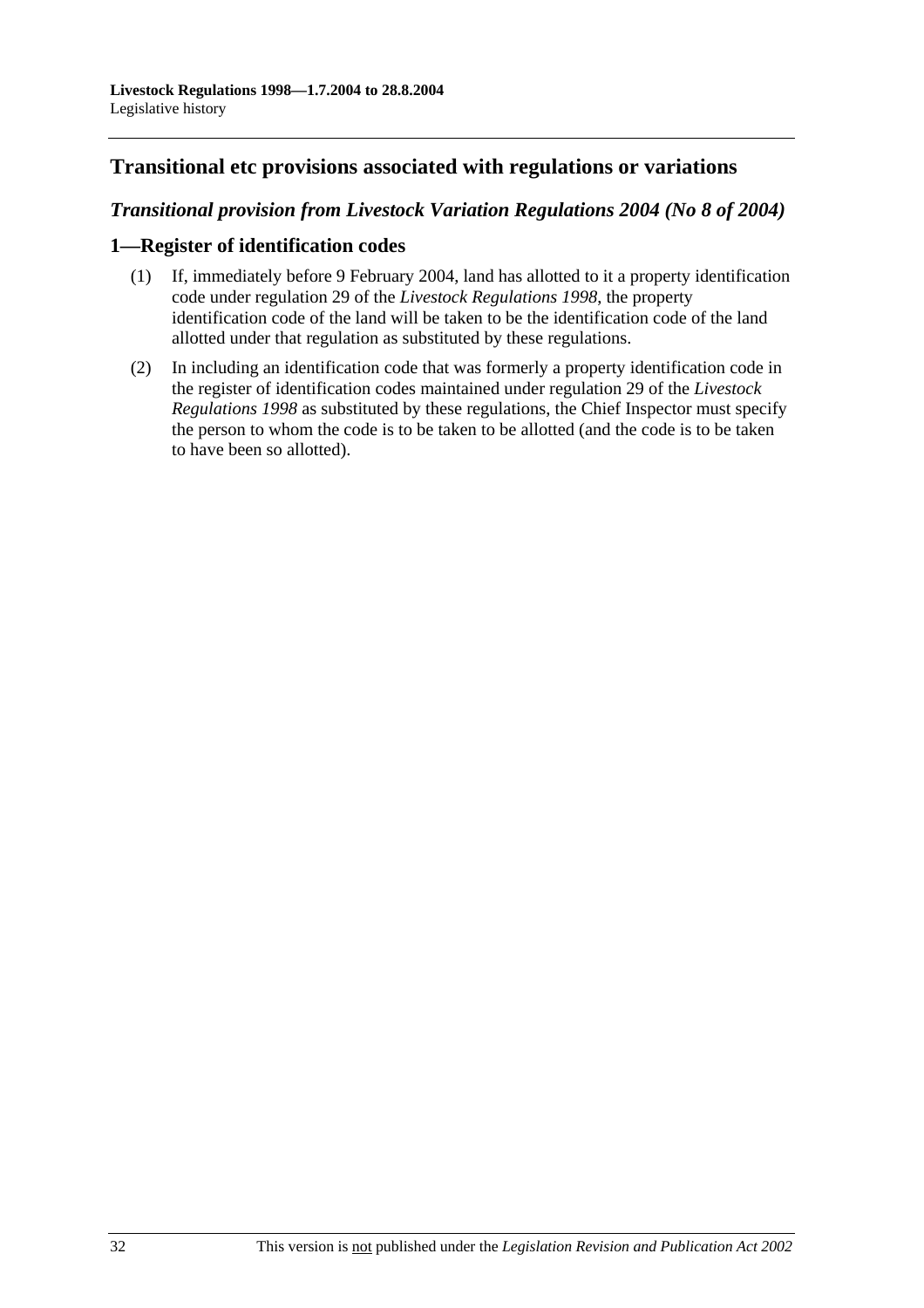## Transitional etc provisions associated with regulations or variations

### *Transitional provision from Livestock Variation Regulations 2004 (No 8 of 2004)*

### 1—Register of identification codes

(1) If, immediately before 9 February 2004, land has allotted to it a property identification code under regulation 29 of the *Livestock Regulations 1998*, the property identification code of the land will be taken to be the identification code of the land allotted under that regulation as substituted by these regulations.

(2) In including an identification code that was formerly a property identification code in the register of identification codes maintained under regulation 29 of the *Livestock Regulations 1998* as substituted by these regulations, the Chief Inspector must specify the person to whom the code is to be taken to be allotted (and the code is to be taken to have been so allotted).